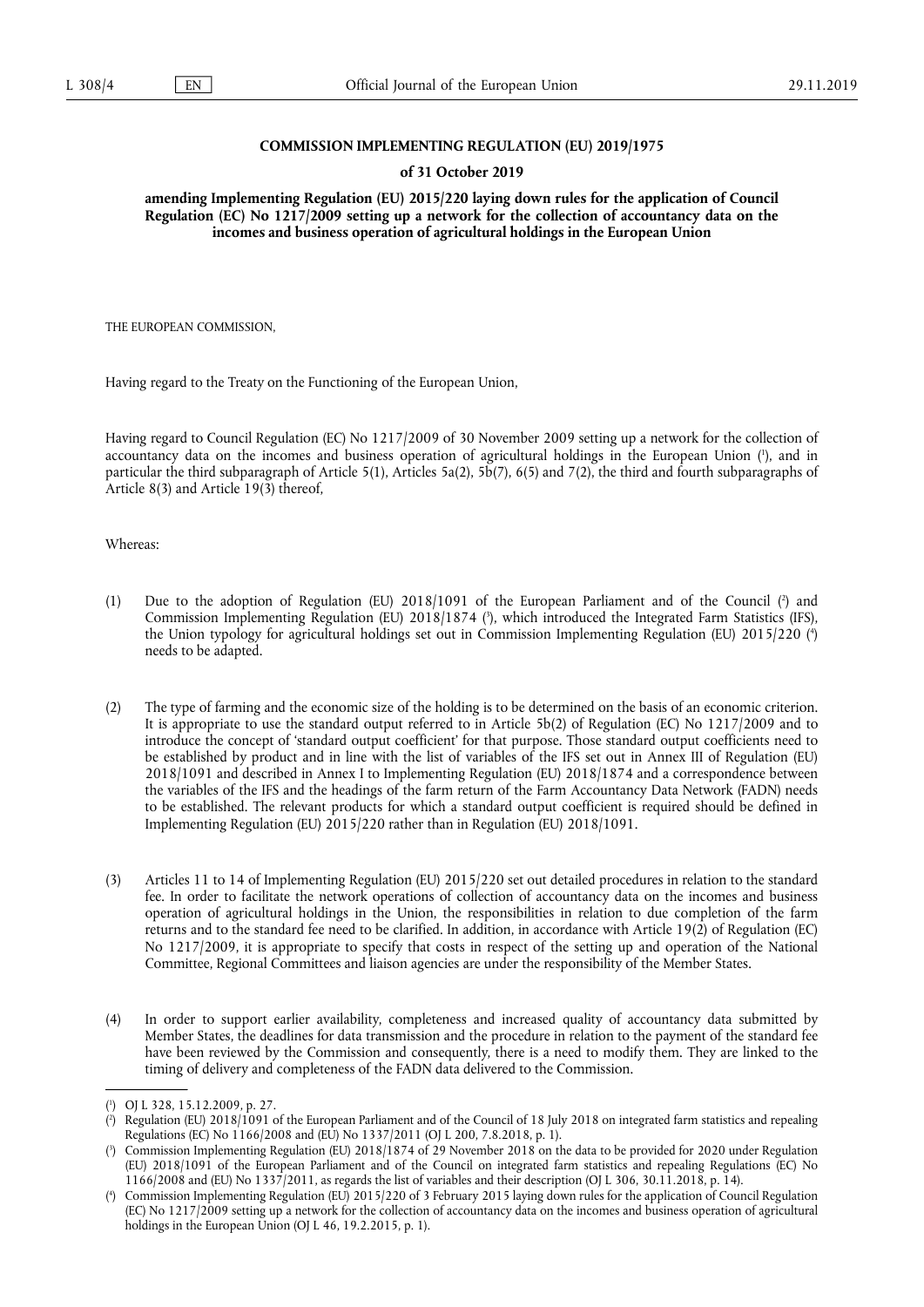# COMMISSION IMPLEMENTING REGULATION (EU) 2019/1975

## of 31 October 2019

### amending Implementing Regulation (EU) 2015/220 laying down rules for the application of Council Regulation (EC) No 1217/2009 setting up a network for the collection of accountancy data on the incomes and business operation of agricultural holdings in the European Union

THE EUROPEAN COMMISSION,

Having regard to the Treaty on the Functioning of the European Union,

Having regard to Council Regulation (EC) No 1217/2009 of 30 November 2009 setting up a network for the collection of accountancy data on the incomes and business operation of agricultural holdings in the European Union [1], and in particular the third subparagraph of Article 5(1), Articles 5a(2), 5b(7), 6(5) and 7(2), the third and fourth subparagraphs of Article 8(3) and Article 19(3) thereof,

Whereas:

(1) Due to the adoption of Regulation (EU) 2018/1091 of the European Parliament and of the Council [2] and Commission Implementing Regulation (EU) 2018/1874 [3], which introduced the Integrated Farm Statistics (IFS), the Union typology for agricultural holdings set out in Commission Implementing Regulation (EU) 2015/220 [4] needs to be adapted.

(2) The type of farming and the economic size of the holding is to be determined on the basis of an economic criterion. It is appropriate to use the standard output referred to in Article 5b(2) of Regulation (EC) No 1217/2009 and to introduce the concept of 'standard output coefficient' for that purpose. Those standard output coefficients need to be established by product and in line with the list of variables of the IFS set out in Annex III of Regulation (EU) 2018/1091 and described in Annex I to Implementing Regulation (EU) 2018/1874 and a correspondence between the variables of the IFS and the headings of the farm return of the Farm Accountancy Data Network (FADN) needs to be established. The relevant products for which a standard output coefficient is required should be defined in Implementing Regulation (EU) 2015/220 rather than in Regulation (EU) 2018/1091.

(3) Articles 11 to 14 of Implementing Regulation (EU) 2015/220 set out detailed procedures in relation to the standard fee. In order to facilitate the network operations of collection of accountancy data on the incomes and business operation of agricultural holdings in the Union, the responsibilities in relation to due completion of the farm returns and to the standard fee need to be clarified. In addition, in accordance with Article 19(2) of Regulation (EC) No 1217/2009, it is appropriate to specify that costs in respect of the setting up and operation of the National Committee, Regional Committees and liaison agencies are under the responsibility of the Member States.

(4) In order to support earlier availability, completeness and increased quality of accountancy data submitted by Member States, the deadlines for data transmission and the procedure in relation to the payment of the standard fee have been reviewed by the Commission and consequently, there is a need to modify them. They are linked to the timing of delivery and completeness of the FADN data delivered to the Commission.

---

[1] OJ L 328, 15.12.2009, p. 27.

[2] Regulation (EU) 2018/1091 of the European Parliament and of the Council of 18 July 2018 on integrated farm statistics and repealing Regulations (EC) No 1166/2008 and (EU) No 1337/2011 (OJ L 200, 7.8.2018, p. 1).

[3] Commission Implementing Regulation (EU) 2018/1874 of 29 November 2018 on the data to be provided for 2020 under Regulation (EU) 2018/1091 of the European Parliament and of the Council on integrated farm statistics and repealing Regulations (EC) No 1166/2008 and (EU) No 1337/2011, as regards the list of variables and their description (OJ L 306, 30.11.2018, p. 14).

[4] Commission Implementing Regulation (EU) 2015/220 of 3 February 2015 laying down rules for the application of Council Regulation (EC) No 1217/2009 setting up a network for the collection of accountancy data on the incomes and business operation of agricultural holdings in the European Union (OJ L 46, 19.2.2015, p. 1).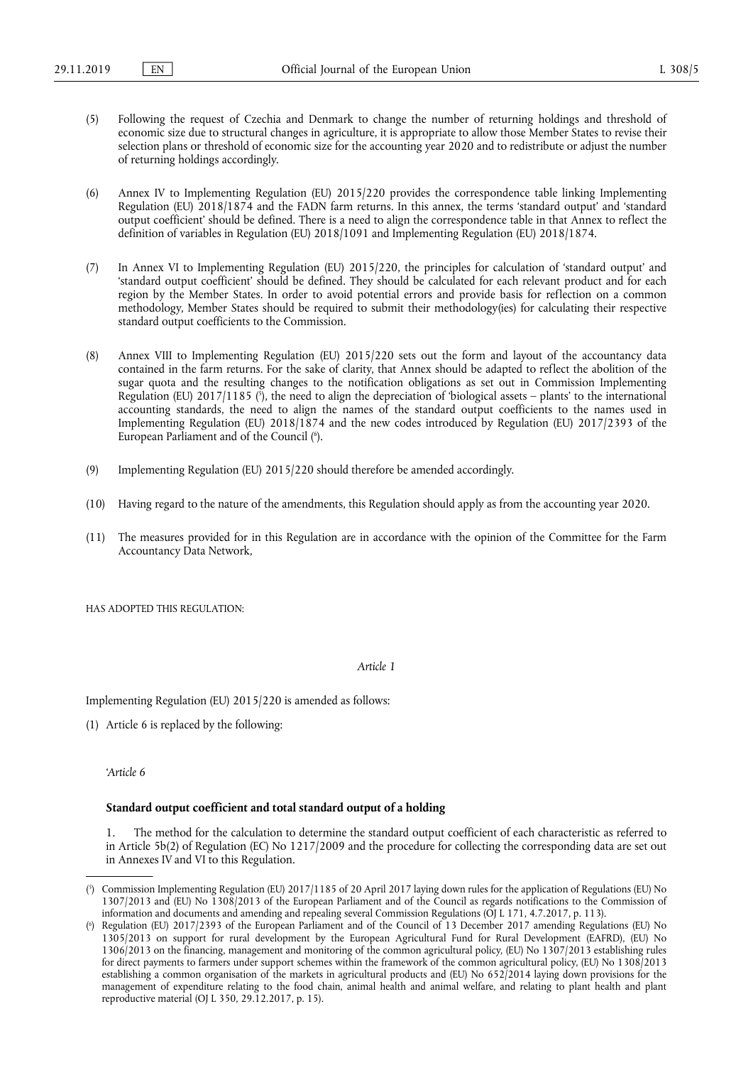(5) Following the request of Czechia and Denmark to change the number of returning holdings and threshold of economic size due to structural changes in agriculture, it is appropriate to allow those Member States to revise their selection plans or threshold of economic size for the accounting year 2020 and to redistribute or adjust the number of returning holdings accordingly.

(6) Annex IV to Implementing Regulation (EU) 2015/220 provides the correspondence table linking Implementing Regulation (EU) 2018/1874 and the FADN farm returns. In this annex, the terms 'standard output' and 'standard output coefficient' should be defined. There is a need to align the correspondence table in that Annex to reflect the definition of variables in Regulation (EU) 2018/1091 and Implementing Regulation (EU) 2018/1874.

(7) In Annex VI to Implementing Regulation (EU) 2015/220, the principles for calculation of 'standard output' and 'standard output coefficient' should be defined. They should be calculated for each relevant product and for each region by the Member States. In order to avoid potential errors and provide basis for reflection on a common methodology, Member States should be required to submit their methodology(ies) for calculating their respective standard output coefficients to the Commission.

(8) Annex VIII to Implementing Regulation (EU) 2015/220 sets out the form and layout of the accountancy data contained in the farm returns. For the sake of clarity, that Annex should be adapted to reflect the abolition of the sugar quota and the resulting changes to the notification obligations as set out in Commission Implementing Regulation (EU) 2017/1185 [5], the need to align the depreciation of 'biological assets – plants' to the international accounting standards, the need to align the names of the standard output coefficients to the names used in Implementing Regulation (EU) 2018/1874 and the new codes introduced by Regulation (EU) 2017/2393 of the European Parliament and of the Council [6].

(9) Implementing Regulation (EU) 2015/220 should therefore be amended accordingly.

(10) Having regard to the nature of the amendments, this Regulation should apply as from the accounting year 2020.

(11) The measures provided for in this Regulation are in accordance with the opinion of the Committee for the Farm Accountancy Data Network,

HAS ADOPTED THIS REGULATION:

*Article 1*

Implementing Regulation (EU) 2015/220 is amended as follows:

(1) Article 6 is replaced by the following:

'*Article 6*

**Standard output coefficient and total standard output of a holding**

1. The method for the calculation to determine the standard output coefficient of each characteristic as referred to in Article 5b(2) of Regulation (EC) No 1217/2009 and the procedure for collecting the corresponding data are set out in Annexes IV and VI to this Regulation.

---

[5] Commission Implementing Regulation (EU) 2017/1185 of 20 April 2017 laying down rules for the application of Regulations (EU) No 1307/2013 and (EU) No 1308/2013 of the European Parliament and of the Council as regards notifications to the Commission of information and documents and amending and repealing several Commission Regulations (OJ L 171, 4.7.2017, p. 113).

[6] Regulation (EU) 2017/2393 of the European Parliament and of the Council of 13 December 2017 amending Regulations (EU) No 1305/2013 on support for rural development by the European Agricultural Fund for Rural Development (EAFRD), (EU) No 1306/2013 on the financing, management and monitoring of the common agricultural policy, (EU) No 1307/2013 establishing rules for direct payments to farmers under support schemes within the framework of the common agricultural policy, (EU) No 1308/2013 establishing a common organisation of the markets in agricultural products and (EU) No 652/2014 laying down provisions for the management of expenditure relating to the food chain, animal health and animal welfare, and relating to plant health and plant reproductive material (OJ L 350, 29.12.2017, p. 15).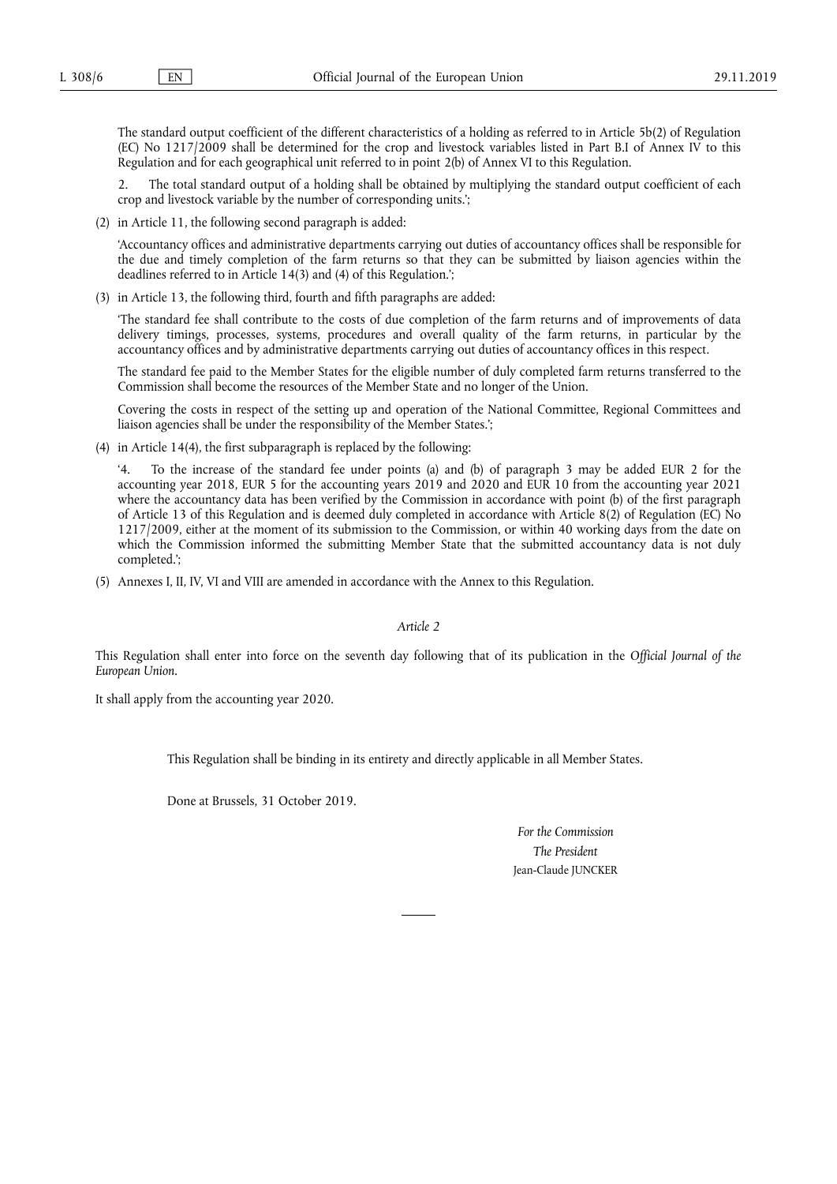The standard output coefficient of the different characteristics of a holding as referred to in Article 5b(2) of Regulation (EC) No 1217/2009 shall be determined for the crop and livestock variables listed in Part B.I of Annex IV to this Regulation and for each geographical unit referred to in point 2(b) of Annex VI to this Regulation.

2. The total standard output of a holding shall be obtained by multiplying the standard output coefficient of each crop and livestock variable by the number of corresponding units.';

(2) in Article 11, the following second paragraph is added:

'Accountancy offices and administrative departments carrying out duties of accountancy offices shall be responsible for the due and timely completion of the farm returns so that they can be submitted by liaison agencies within the deadlines referred to in Article 14(3) and (4) of this Regulation.';

(3) in Article 13, the following third, fourth and fifth paragraphs are added:

'The standard fee shall contribute to the costs of due completion of the farm returns and of improvements of data delivery timings, processes, systems, procedures and overall quality of the farm returns, in particular by the accountancy offices and by administrative departments carrying out duties of accountancy offices in this respect.

The standard fee paid to the Member States for the eligible number of duly completed farm returns transferred to the Commission shall become the resources of the Member State and no longer of the Union.

Covering the costs in respect of the setting up and operation of the National Committee, Regional Committees and liaison agencies shall be under the responsibility of the Member States.';

(4) in Article 14(4), the first subparagraph is replaced by the following:

'4. To the increase of the standard fee under points (a) and (b) of paragraph 3 may be added EUR 2 for the accounting year 2018, EUR 5 for the accounting years 2019 and 2020 and EUR 10 from the accounting year 2021 where the accountancy data has been verified by the Commission in accordance with point (b) of the first paragraph of Article 13 of this Regulation and is deemed duly completed in accordance with Article 8(2) of Regulation (EC) No 1217/2009, either at the moment of its submission to the Commission, or within 40 working days from the date on which the Commission informed the submitting Member State that the submitted accountancy data is not duly completed.';

(5) Annexes I, II, IV, VI and VIII are amended in accordance with the Annex to this Regulation.

*Article 2*

This Regulation shall enter into force on the seventh day following that of its publication in the *Official Journal of the European Union*.

It shall apply from the accounting year 2020.

This Regulation shall be binding in its entirety and directly applicable in all Member States.

Done at Brussels, 31 October 2019.

*For the Commission*

*The President*

Jean-Claude JUNCKER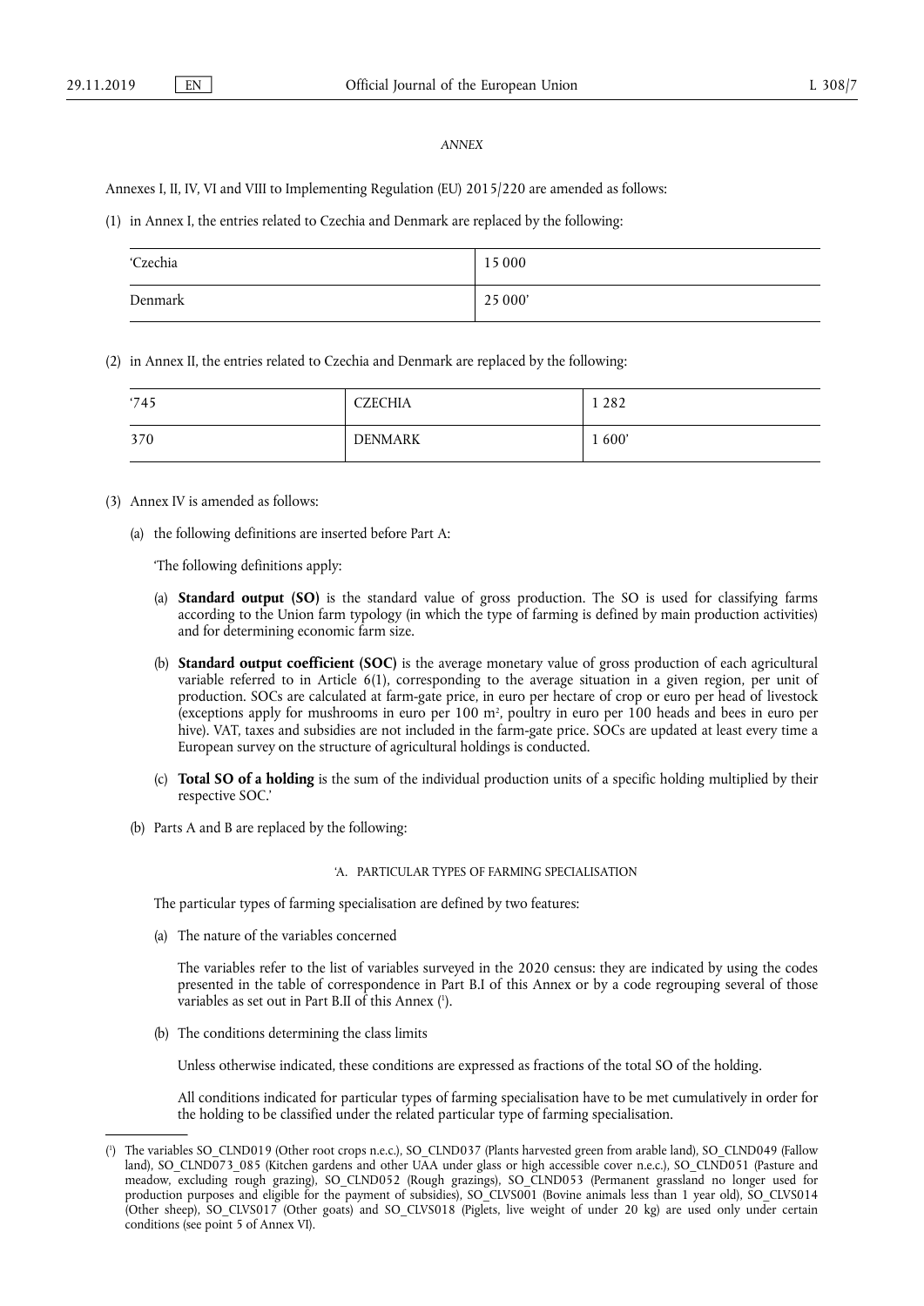*ANNEX*

Annexes I, II, IV, VI and VIII to Implementing Regulation (EU) 2015/220 are amended as follows:

(1) in Annex I, the entries related to Czechia and Denmark are replaced by the following:

| | |
|---|---|
| 'Czechia | 15 000 |
| Denmark | 25 000' |

(2) in Annex II, the entries related to Czechia and Denmark are replaced by the following:

| | | |
|---|---|---|
| '745 | CZECHIA | 1 282 |
| 370 | DENMARK | 1 600' |

(3) Annex IV is amended as follows:

(a) the following definitions are inserted before Part A:

'The following definitions apply:

(a) **Standard output (SO)** is the standard value of gross production. The SO is used for classifying farms according to the Union farm typology (in which the type of farming is defined by main production activities) and for determining economic farm size.

(b) **Standard output coefficient (SOC)** is the average monetary value of gross production of each agricultural variable referred to in Article 6(1), corresponding to the average situation in a given region, per unit of production. SOCs are calculated at farm-gate price, in euro per hectare of crop or euro per head of livestock (exceptions apply for mushrooms in euro per 100 m², poultry in euro per 100 heads and bees in euro per hive). VAT, taxes and subsidies are not included in the farm-gate price. SOCs are updated at least every time a European survey on the structure of agricultural holdings is conducted.

(c) **Total SO of a holding** is the sum of the individual production units of a specific holding multiplied by their respective SOC.'

(b) Parts A and B are replaced by the following:

'A. PARTICULAR TYPES OF FARMING SPECIALISATION

The particular types of farming specialisation are defined by two features:

(a) The nature of the variables concerned

The variables refer to the list of variables surveyed in the 2020 census: they are indicated by using the codes presented in the table of correspondence in Part B.I of this Annex or by a code regrouping several of those variables as set out in Part B.II of this Annex ([1]).

(b) The conditions determining the class limits

Unless otherwise indicated, these conditions are expressed as fractions of the total SO of the holding.

All conditions indicated for particular types of farming specialisation have to be met cumulatively in order for the holding to be classified under the related particular type of farming specialisation.

---

([1]) The variables SO_CLND019 (Other root crops n.e.c.), SO_CLND037 (Plants harvested green from arable land), SO_CLND049 (Fallow land), SO_CLND073_085 (Kitchen gardens and other UAA under glass or high accessible cover n.e.c.), SO_CLND051 (Pasture and meadow, excluding rough grazing), SO_CLND052 (Rough grazings), SO_CLND053 (Permanent grassland no longer used for production purposes and eligible for the payment of subsidies), SO_CLVS001 (Bovine animals less than 1 year old), SO_CLVS014 (Other sheep), SO_CLVS017 (Other goats) and SO_CLVS018 (Piglets, live weight of under 20 kg) are used only under certain conditions (see point 5 of Annex VI).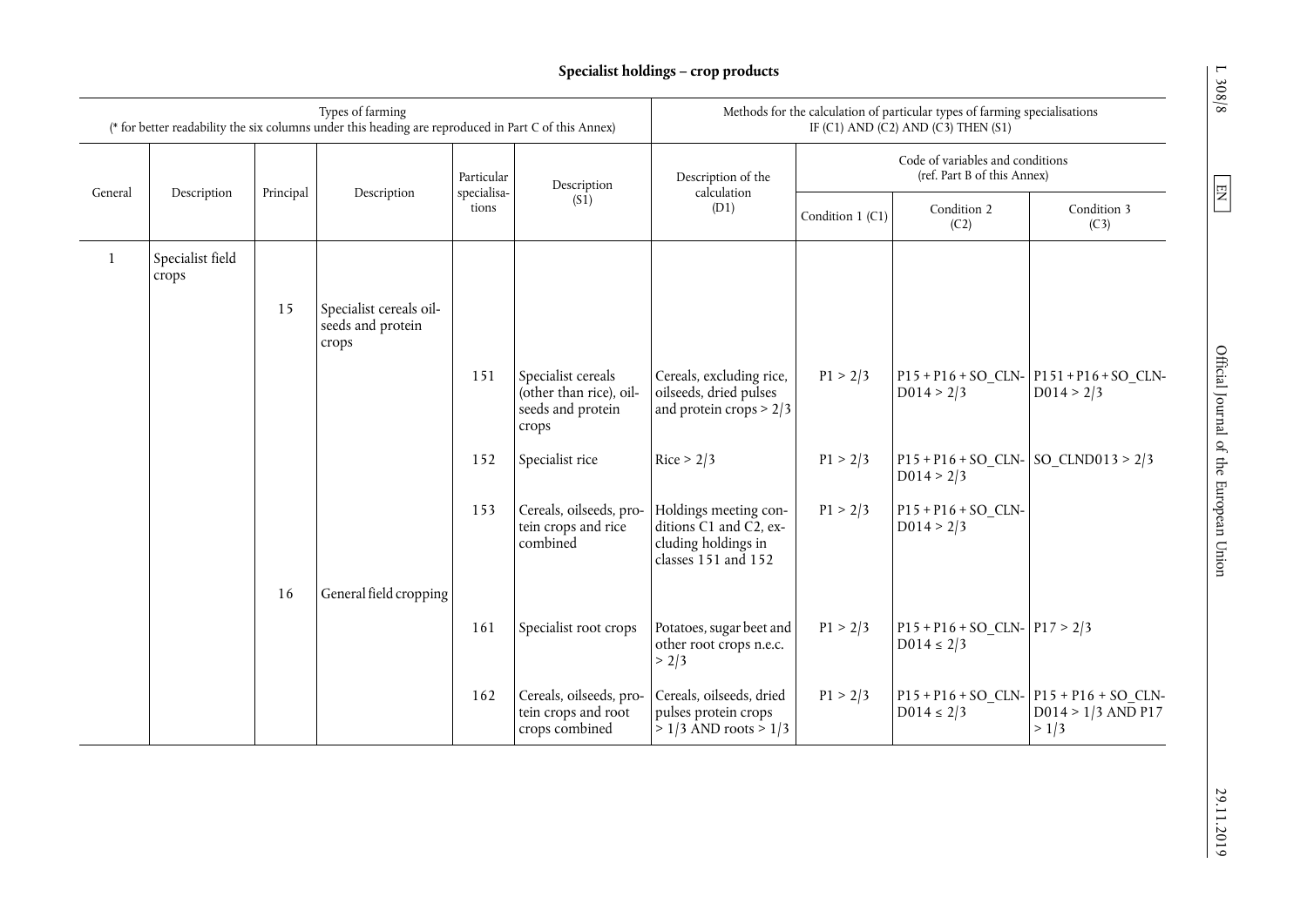**Specialist holdings – crop products**

| Types of farming (* for better readability the six columns under this heading are reproduced in Part C of this Annex) | | | | | | Methods for the calculation of particular types of farming specialisations IF (C1) AND (C2) AND (C3) THEN (S1) | | | |
|---|---|---|---|---|---|---|---|---|---|
| General | Description | Principal | Description | Particular specialisations | Description (S1) | Description of the calculation (D1) | Code of variables and conditions (ref. Part B of this Annex) | | |
| | | | | | | | Condition 1 (C1) | Condition 2 (C2) | Condition 3 (C3) |
| 1 | Specialist field crops | | | | | | | | |
| | | 15 | Specialist cereals oilseeds and protein crops | | | | | | |
| | | | | 151 | Specialist cereals (other than rice), oilseeds and protein crops | Cereals, excluding rice, oilseeds, dried pulses and protein crops > 2/3 | P1 > 2/3 | P15 + P16 + SO_CLND014 > 2/3 | P151 + P16 + SO_CLND014 > 2/3 |
| | | | | 152 | Specialist rice | Rice > 2/3 | P1 > 2/3 | P15 + P16 + SO_CLND014 > 2/3 | SO_CLND013 > 2/3 |
| | | | | 153 | Cereals, oilseeds, protein crops and rice combined | Holdings meeting conditions C1 and C2, excluding holdings in classes 151 and 152 | P1 > 2/3 | P15 + P16 + SO_CLND014 > 2/3 | |
| | | 16 | General field cropping | | | | | | |
| | | | | 161 | Specialist root crops | Potatoes, sugar beet and other root crops n.e.c. > 2/3 | P1 > 2/3 | P15 + P16 + SO_CLND014 ≤ 2/3 | P17 > 2/3 |
| | | | | 162 | Cereals, oilseeds, protein crops and root crops combined | Cereals, oilseeds, dried pulses protein crops > 1/3 AND roots > 1/3 | P1 > 2/3 | P15 + P16 + SO_CLND014 ≤ 2/3 | P15 + P16 + SO_CLND014 > 1/3 AND P17 > 1/3 |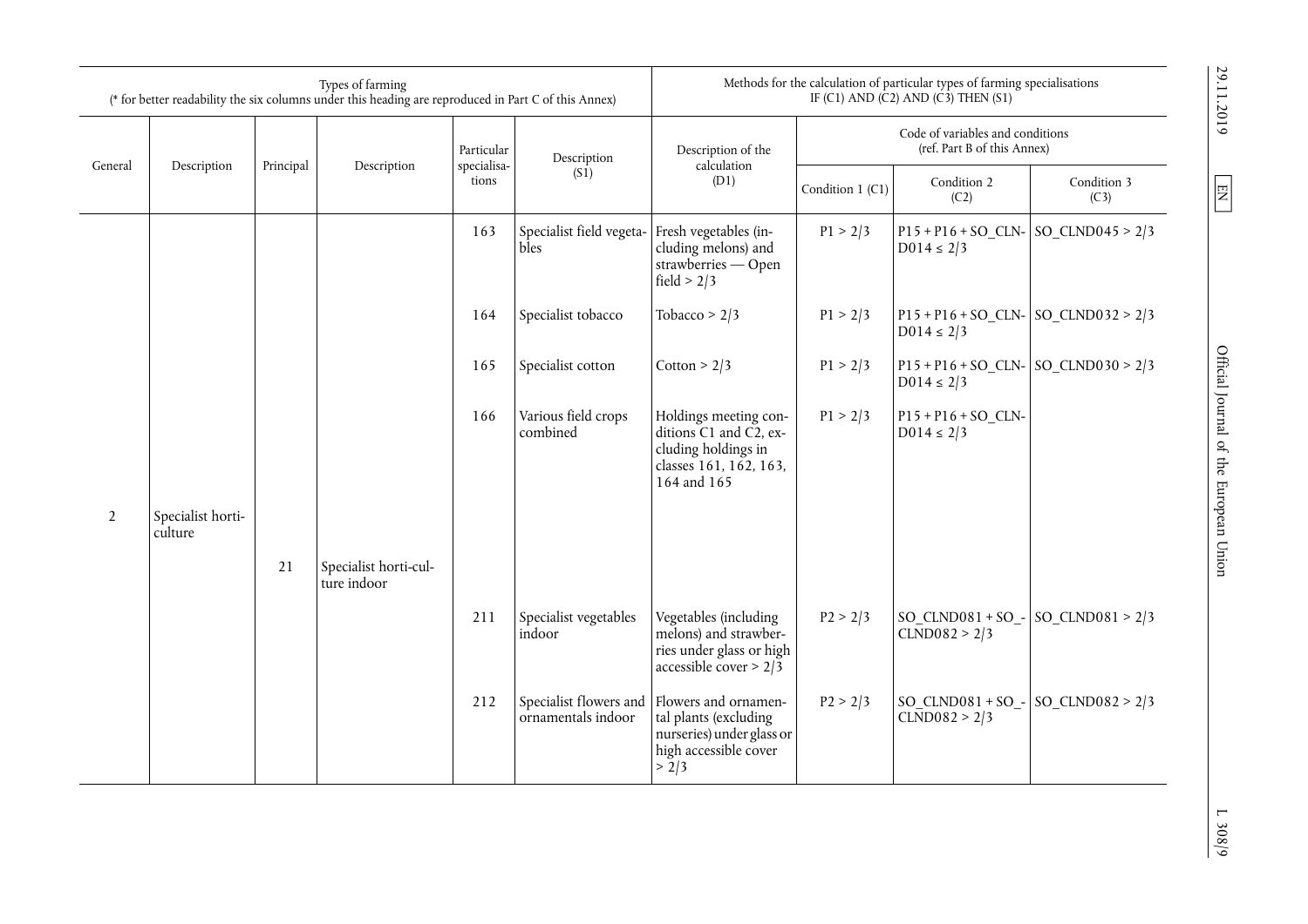| Types of farming (* for better readability the six columns under this heading are reproduced in Part C of this Annex) | | | | | | Methods for the calculation of particular types of farming specialisations IF (C1) AND (C2) AND (C3) THEN (S1) | | | |
|---|---|---|---|---|---|---|---|---|---|
| General | Description | Principal | Description | Particular specialisations | Description (S1) | Description of the calculation (D1) | Code of variables and conditions (ref. Part B of this Annex) | | |
| | | | | | | | Condition 1 (C1) | Condition 2 (C2) | Condition 3 (C3) |
| | | | | 163 | Specialist field vegetables | Fresh vegetables (including melons) and strawberries — Open field > 2/3 | P1 > 2/3 | P15 + P16 + SO_CLND014 ≤ 2/3 | SO_CLND045 > 2/3 |
| | | | | 164 | Specialist tobacco | Tobacco > 2/3 | P1 > 2/3 | P15 + P16 + SO_CLND014 ≤ 2/3 | SO_CLND032 > 2/3 |
| | | | | 165 | Specialist cotton | Cotton > 2/3 | P1 > 2/3 | P15 + P16 + SO_CLND014 ≤ 2/3 | SO_CLND030 > 2/3 |
| | | | | 166 | Various field crops combined | Holdings meeting conditions C1 and C2, excluding holdings in classes 161, 162, 163, 164 and 165 | P1 > 2/3 | P15 + P16 + SO_CLND014 ≤ 2/3 | |
| 2 | Specialist horticulture | | | | | | | | |
| | | 21 | Specialist horticulture indoor | | | | | | |
| | | | | 211 | Specialist vegetables indoor | Vegetables (including melons) and strawberries under glass or high accessible cover > 2/3 | P2 > 2/3 | SO_CLND081 + SO_CLND082 > 2/3 | SO_CLND081 > 2/3 |
| | | | | 212 | Specialist flowers and ornamentals indoor | Flowers and ornamental plants (excluding nurseries) under glass or high accessible cover > 2/3 | P2 > 2/3 | SO_CLND081 + SO_CLND082 > 2/3 | SO_CLND082 > 2/3 |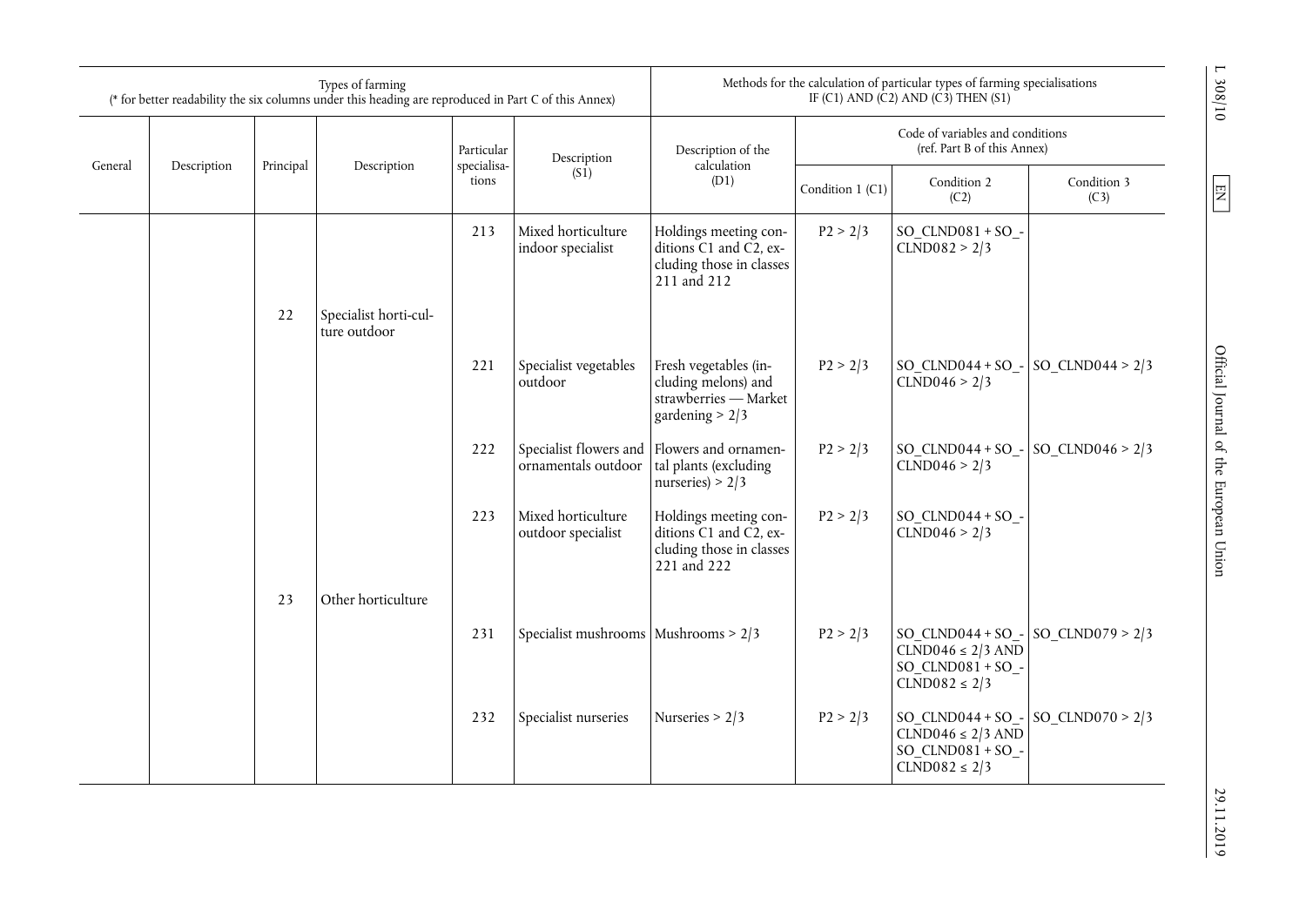| Types of farming (* for better readability the six columns under this heading are reproduced in Part C of this Annex) | | | | | | Methods for the calculation of particular types of farming specialisations IF (C1) AND (C2) AND (C3) THEN (S1) | | | |
|---|---|---|---|---|---|---|---|---|---|
| | | | | | | | Code of variables and conditions (ref. Part B of this Annex) | | |
| General | Description | Principal | Description | Particular specialisations | Description (S1) | Description of the calculation (D1) | Condition 1 (C1) | Condition 2 (C2) | Condition 3 (C3) |
| | | | | 213 | Mixed horticulture indoor specialist | Holdings meeting conditions C1 and C2, excluding those in classes 211 and 212 | P2 > 2/3 | SO_CLND081 + SO_CLND082 > 2/3 | |
| | | 22 | Specialist horticulture outdoor | | | | | | |
| | | | | 221 | Specialist vegetables outdoor | Fresh vegetables (including melons) and strawberries — Market gardening > 2/3 | P2 > 2/3 | SO_CLND044 + SO_CLND046 > 2/3 | SO_CLND044 > 2/3 |
| | | | | 222 | Specialist flowers and ornamentals outdoor | Flowers and ornamental plants (excluding nurseries) > 2/3 | P2 > 2/3 | SO_CLND044 + SO_CLND046 > 2/3 | SO_CLND046 > 2/3 |
| | | | | 223 | Mixed horticulture outdoor specialist | Holdings meeting conditions C1 and C2, excluding those in classes 221 and 222 | P2 > 2/3 | SO_CLND044 + SO_CLND046 > 2/3 | |
| | | 23 | Other horticulture | | | | | | |
| | | | | 231 | Specialist mushrooms | Mushrooms > 2/3 | P2 > 2/3 | SO_CLND044 + SO_CLND046 ≤ 2/3 AND SO_CLND081 + SO_CLND082 ≤ 2/3 | SO_CLND079 > 2/3 |
| | | | | 232 | Specialist nurseries | Nurseries > 2/3 | P2 > 2/3 | SO_CLND044 + SO_CLND046 ≤ 2/3 AND SO_CLND081 + SO_CLND082 ≤ 2/3 | SO_CLND070 > 2/3 |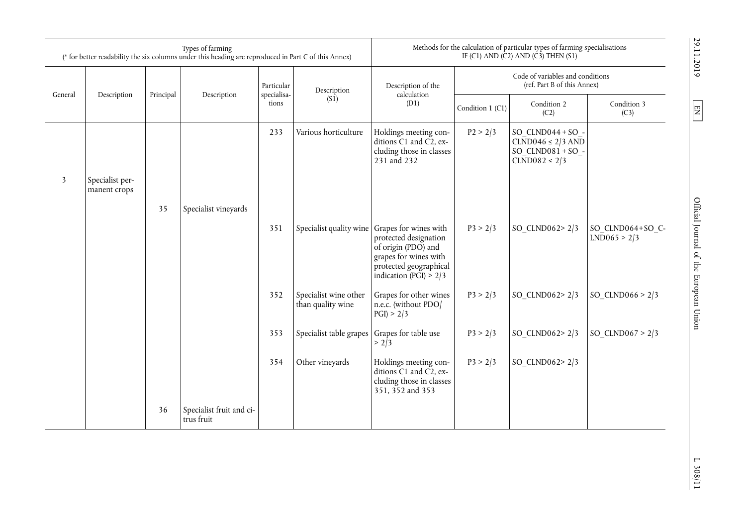| Types of farming (* for better readability the six columns under this heading are reproduced in Part C of this Annex) | | | | | | Methods for the calculation of particular types of farming specialisations IF (C1) AND (C2) AND (C3) THEN (S1) | | | |
|---|---|---|---|---|---|---|---|---|---|
| General | Description | Principal | Description | Particular specialisations | Description (S1) | Description of the calculation (D1) | Code of variables and conditions (ref. Part B of this Annex) | | |
| | | | | | | | Condition 1 (C1) | Condition 2 (C2) | Condition 3 (C3) |
| | | | | 233 | Various horticulture | Holdings meeting conditions C1 and C2, excluding those in classes 231 and 232 | P2 > 2/3 | SO_CLND044 + SO_CLND046 ≤ 2/3 AND SO_CLND081 + SO_CLND082 ≤ 2/3 | |
| 3 | Specialist permanent crops | | | | | | | | |
| | | 35 | Specialist vineyards | | | | | | |
| | | | | 351 | Specialist quality wine | Grapes for wines with protected designation of origin (PDO) and grapes for wines with protected geographical indication (PGI) > 2/3 | P3 > 2/3 | SO_CLND062> 2/3 | SO_CLND064+SO_CLND065 > 2/3 |
| | | | | 352 | Specialist wine other than quality wine | Grapes for other wines n.e.c. (without PDO/PGI) > 2/3 | P3 > 2/3 | SO_CLND062> 2/3 | SO_CLND066 > 2/3 |
| | | | | 353 | Specialist table grapes | Grapes for table use > 2/3 | P3 > 2/3 | SO_CLND062> 2/3 | SO_CLND067 > 2/3 |
| | | | | 354 | Other vineyards | Holdings meeting conditions C1 and C2, excluding those in classes 351, 352 and 353 | P3 > 2/3 | SO_CLND062> 2/3 | |
| | | 36 | Specialist fruit and citrus fruit | | | | | | |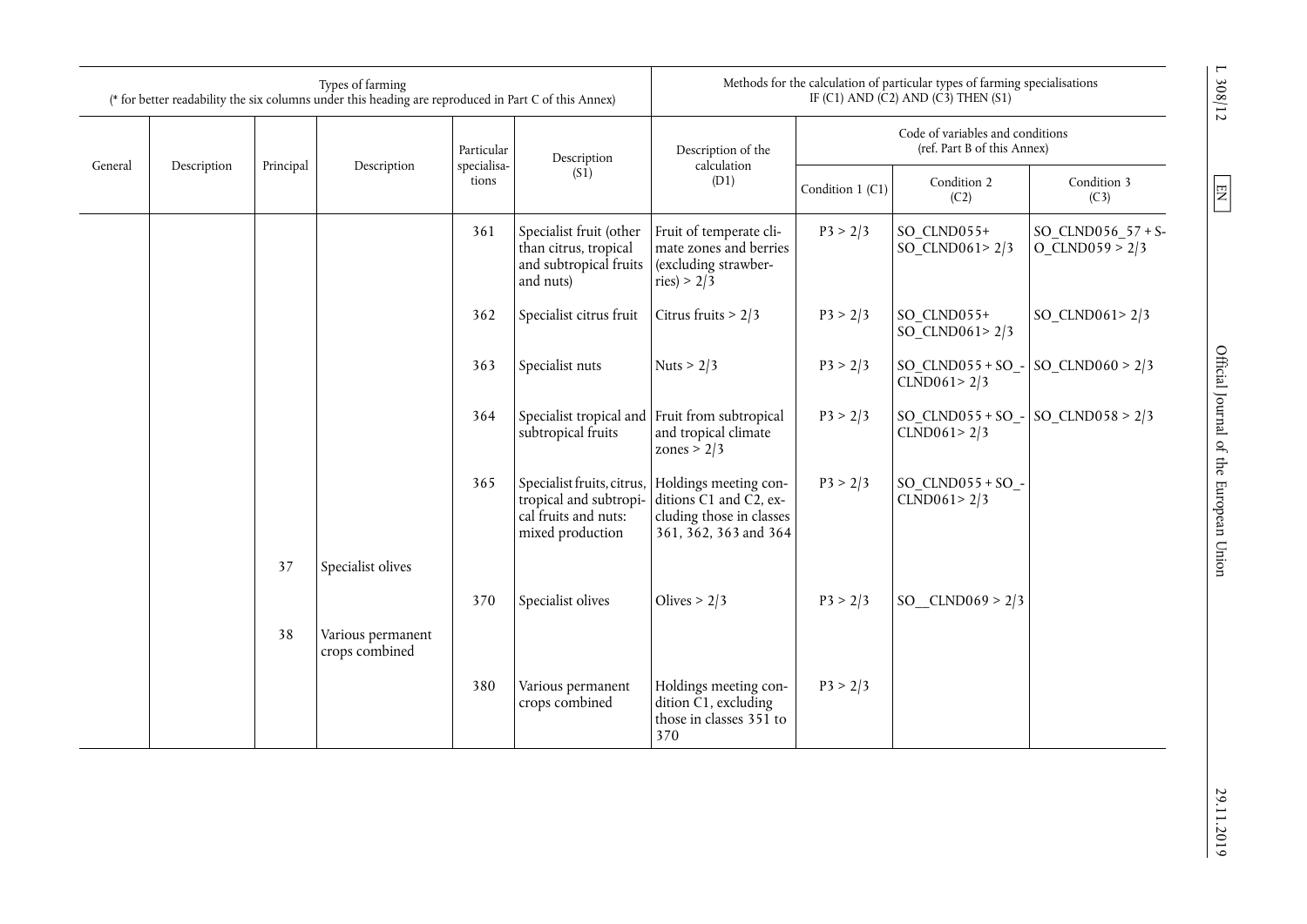| Types of farming (* for better readability the six columns under this heading are reproduced in Part C of this Annex) | | | | | | Methods for the calculation of particular types of farming specialisations IF (C1) AND (C2) AND (C3) THEN (S1) | | | |
|---|---|---|---|---|---|---|---|---|---|
| | | | | | | | Code of variables and conditions (ref. Part B of this Annex) | | |
| General | Description | Principal | Description | Particular specialisations | Description (S1) | Description of the calculation (D1) | Condition 1 (C1) | Condition 2 (C2) | Condition 3 (C3) |
| | | | | 361 | Specialist fruit (other than citrus, tropical and subtropical fruits and nuts) | Fruit of temperate climate zones and berries (excluding strawberries) > 2/3 | P3 > 2/3 | SO_CLND055+ SO_CLND061> 2/3 | SO_CLND056_57 + SO_CLND059 > 2/3 |
| | | | | 362 | Specialist citrus fruit | Citrus fruits > 2/3 | P3 > 2/3 | SO_CLND055+ SO_CLND061> 2/3 | SO_CLND061> 2/3 |
| | | | | 363 | Specialist nuts | Nuts > 2/3 | P3 > 2/3 | SO_CLND055 + SO_CLND061> 2/3 | SO_CLND060 > 2/3 |
| | | | | 364 | Specialist tropical and subtropical fruits | Fruit from subtropical and tropical climate zones > 2/3 | P3 > 2/3 | SO_CLND055 + SO_CLND061> 2/3 | SO_CLND058 > 2/3 |
| | | | | 365 | Specialist fruits, citrus, tropical and subtropical fruits and nuts: mixed production | Holdings meeting conditions C1 and C2, excluding those in classes 361, 362, 363 and 364 | P3 > 2/3 | SO_CLND055 + SO_CLND061> 2/3 | |
| | | 37 | Specialist olives | | | | | | |
| | | | | 370 | Specialist olives | Olives > 2/3 | P3 > 2/3 | SO__CLND069 > 2/3 | |
| | | 38 | Various permanent crops combined | | | | | | |
| | | | | 380 | Various permanent crops combined | Holdings meeting condition C1, excluding those in classes 351 to 370 | P3 > 2/3 | | |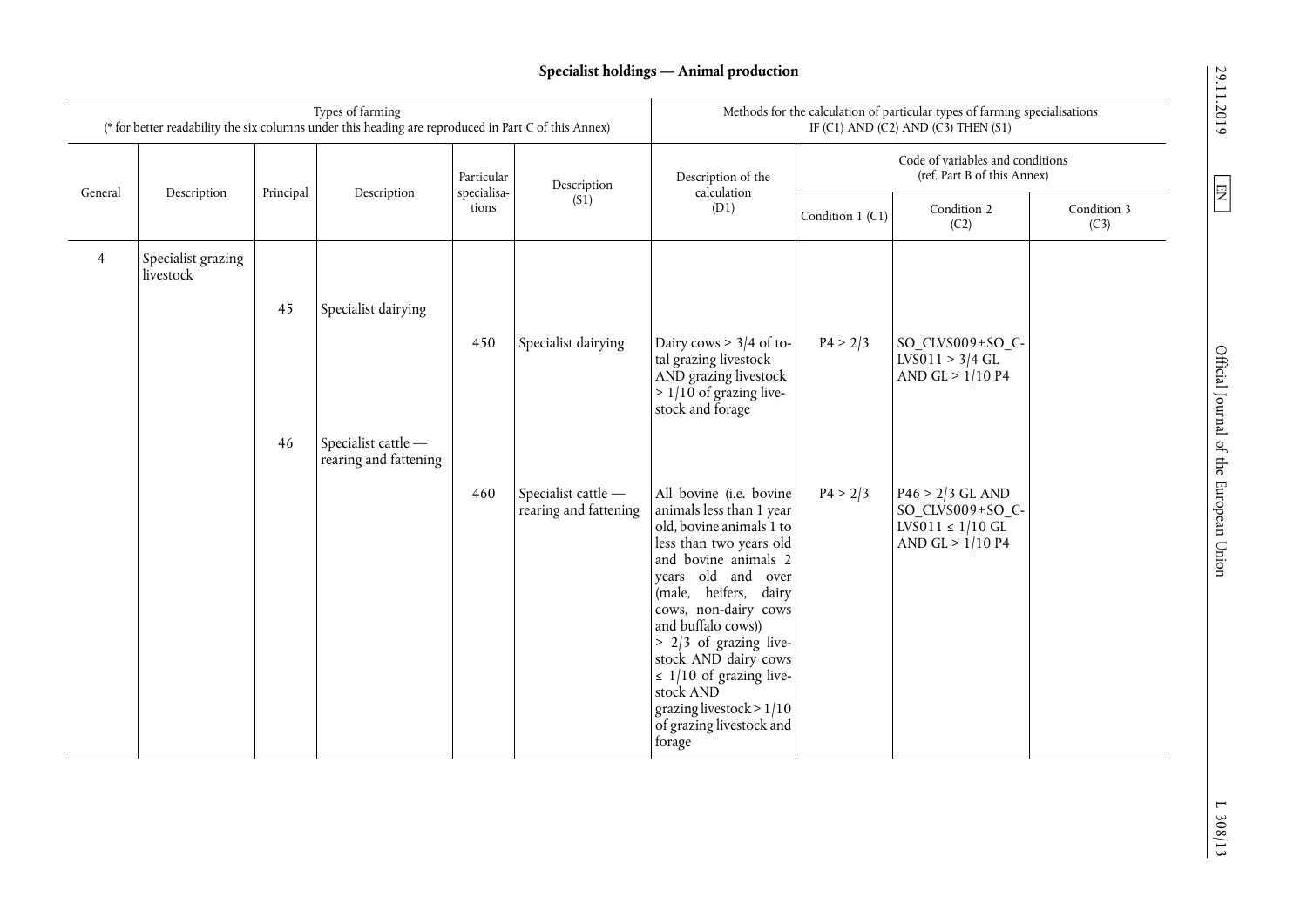**Specialist holdings — Animal production**

| Types of farming (* for better readability the six columns under this heading are reproduced in Part C of this Annex) | | | | | | Methods for the calculation of particular types of farming specialisations IF (C1) AND (C2) AND (C3) THEN (S1) | | | |
|---|---|---|---|---|---|---|---|---|---|
| General | Description | Principal | Description | Particular specialisations | Description (S1) | Description of the calculation (D1) | Code of variables and conditions (ref. Part B of this Annex) | | |
| | | | | | | | Condition 1 (C1) | Condition 2 (C2) | Condition 3 (C3) |
| 4 | Specialist grazing livestock | | | | | | | | |
| | | 45 | Specialist dairying | | | | | | |
| | | | | 450 | Specialist dairying | Dairy cows > 3/4 of total grazing livestock AND grazing livestock > 1/10 of grazing livestock and forage | P4 > 2/3 | SO_CLVS009+SO_CLVS011 > 3/4 GL AND GL > 1/10 P4 | |
| | | 46 | Specialist cattle — rearing and fattening | | | | | | |
| | | | | 460 | Specialist cattle — rearing and fattening | All bovine (i.e. bovine animals less than 1 year old, bovine animals 1 to less than two years old and bovine animals 2 years old and over (male, heifers, dairy cows, non-dairy cows and buffalo cows)) > 2/3 of grazing livestock AND dairy cows ≤ 1/10 of grazing livestock AND grazing livestock > 1/10 of grazing livestock and forage | P4 > 2/3 | P46 > 2/3 GL AND SO_CLVS009+SO_CLVS011 ≤ 1/10 GL AND GL > 1/10 P4 | |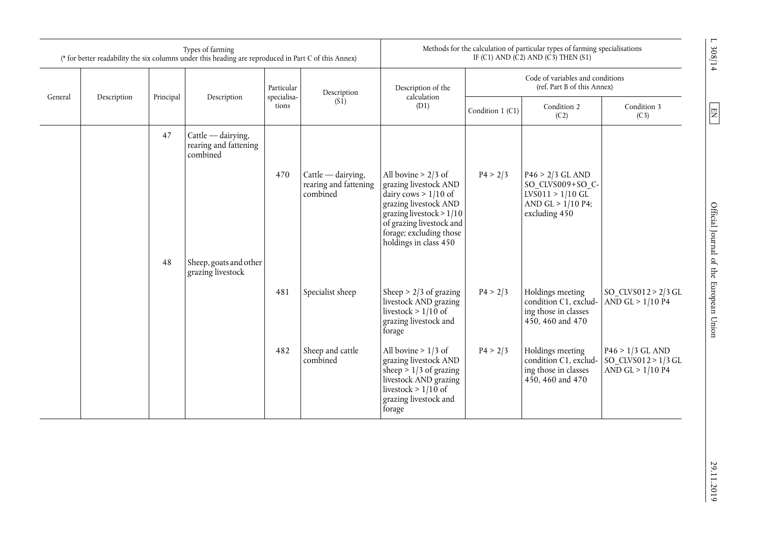| Types of farming<br>(* for better readability the six columns under this heading are reproduced in Part C of this Annex) | | | | | | Methods for the calculation of particular types of farming specialisations<br>IF (C1) AND (C2) AND (C3) THEN (S1) | | | |
|---|---|---|---|---|---|---|---|---|---|
| General | Description | Principal | Description | Particular specialisations | Description (S1) | Description of the calculation (D1) | Code of variables and conditions (ref. Part B of this Annex) | | |
| | | | | | | | Condition 1 (C1) | Condition 2 (C2) | Condition 3 (C3) |
| | | 47 | Cattle — dairying, rearing and fattening combined | | | | | | |
| | | | | 470 | Cattle — dairying, rearing and fattening combined | All bovine > 2/3 of grazing livestock AND dairy cows > 1/10 of grazing livestock AND grazing livestock > 1/10 of grazing livestock and forage; excluding those holdings in class 450 | P4 > 2/3 | P46 > 2/3 GL AND SO_CLVS009+SO_CLVS011 > 1/10 GL AND GL > 1/10 P4; excluding 450 | |
| | | 48 | Sheep, goats and other grazing livestock | | | | | | |
| | | | | 481 | Specialist sheep | Sheep > 2/3 of grazing livestock AND grazing livestock > 1/10 of grazing livestock and forage | P4 > 2/3 | Holdings meeting condition C1, excluding those in classes 450, 460 and 470 | SO_CLVS012 > 2/3 GL AND GL > 1/10 P4 |
| | | | | 482 | Sheep and cattle combined | All bovine > 1/3 of grazing livestock AND sheep > 1/3 of grazing livestock AND grazing livestock > 1/10 of grazing livestock and forage | P4 > 2/3 | Holdings meeting condition C1, excluding those in classes 450, 460 and 470 | P46 > 1/3 GL AND SO_CLVS012 > 1/3 GL AND GL > 1/10 P4 |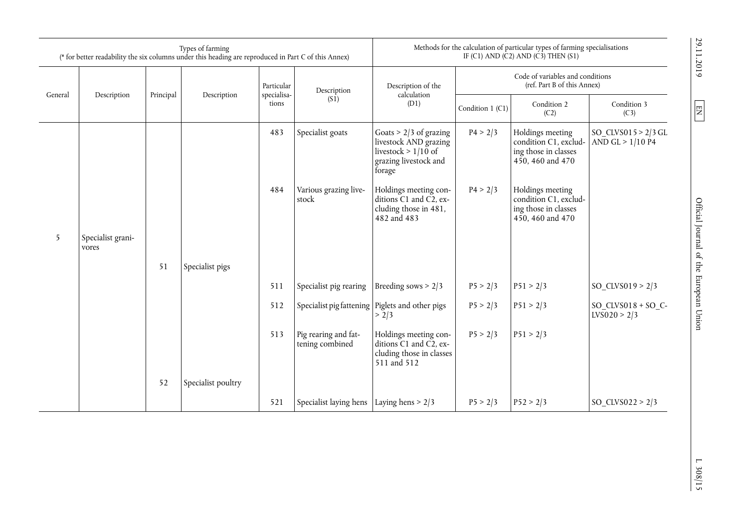| Types of farming (* for better readability the six columns under this heading are reproduced in Part C of this Annex) | | | | | | Methods for the calculation of particular types of farming specialisations IF (C1) AND (C2) AND (C3) THEN (S1) | | | |
|---|---|---|---|---|---|---|---|---|---|
| General | Description | Principal | Description | Particular specialisations | Description (S1) | Description of the calculation (D1) | Code of variables and conditions (ref. Part B of this Annex) | | |
| | | | | | | | Condition 1 (C1) | Condition 2 (C2) | Condition 3 (C3) |
| | | | | 483 | Specialist goats | Goats > 2/3 of grazing livestock AND grazing livestock > 1/10 of grazing livestock and forage | P4 > 2/3 | Holdings meeting condition C1, excluding those in classes 450, 460 and 470 | SO_CLVS015 > 2/3 GL AND GL > 1/10 P4 |
| | | | | 484 | Various grazing livestock | Holdings meeting conditions C1 and C2, excluding those in 481, 482 and 483 | P4 > 2/3 | Holdings meeting condition C1, excluding those in classes 450, 460 and 470 | |
| 5 | Specialist granivores | | | | | | | | |
| | | 51 | Specialist pigs | | | | | | |
| | | | | 511 | Specialist pig rearing | Breeding sows > 2/3 | P5 > 2/3 | P51 > 2/3 | SO_CLVS019 > 2/3 |
| | | | | 512 | Specialist pig fattening | Piglets and other pigs > 2/3 | P5 > 2/3 | P51 > 2/3 | SO_CLVS018 + SO_CLVS020 > 2/3 |
| | | | | 513 | Pig rearing and fattening combined | Holdings meeting conditions C1 and C2, excluding those in classes 511 and 512 | P5 > 2/3 | P51 > 2/3 | |
| | | 52 | Specialist poultry | | | | | | |
| | | | | 521 | Specialist laying hens | Laying hens > 2/3 | P5 > 2/3 | P52 > 2/3 | SO_CLVS022 > 2/3 |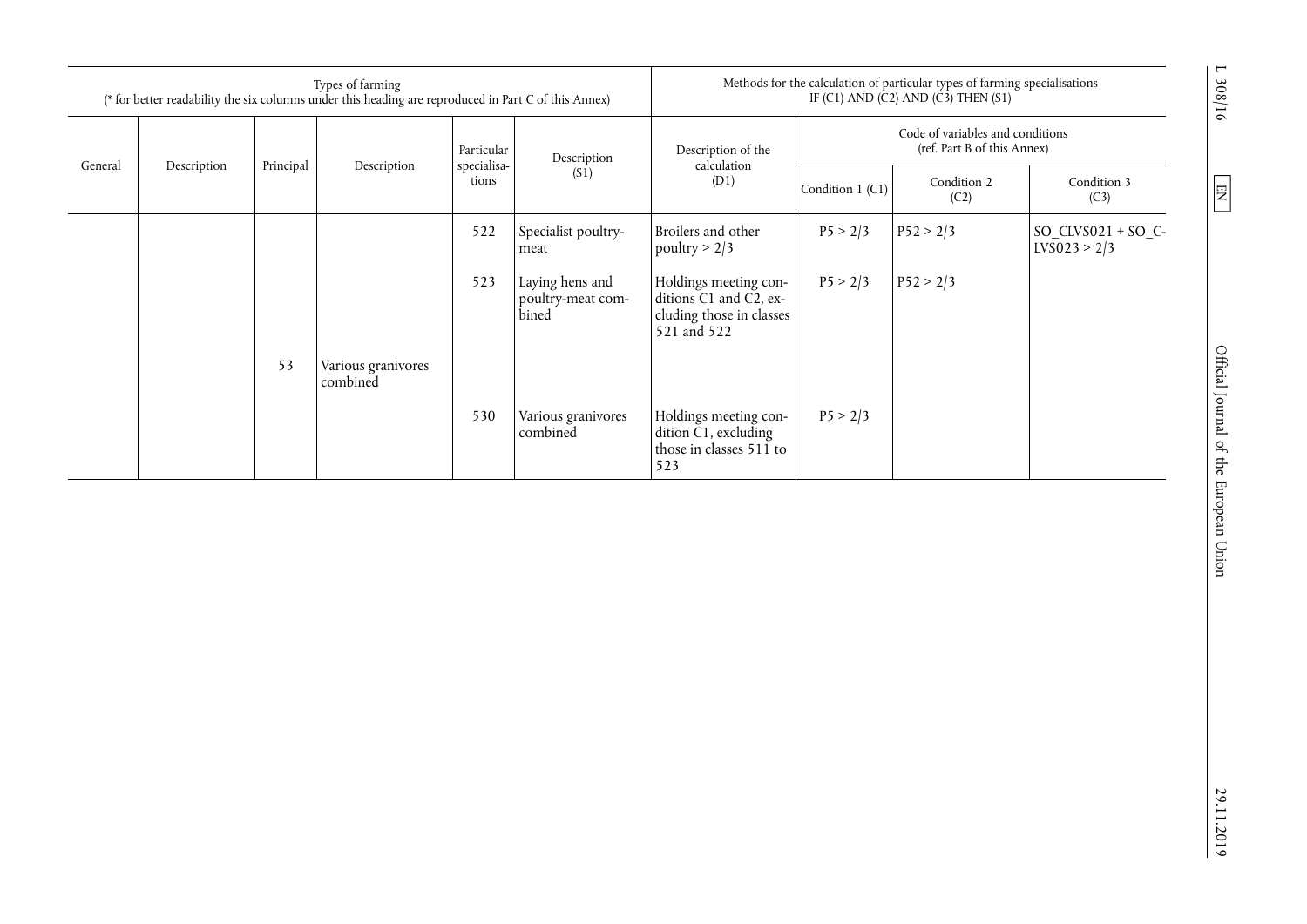| Types of farming (* for better readability the six columns under this heading are reproduced in Part C of this Annex) | | | | | | Methods for the calculation of particular types of farming specialisations IF (C1) AND (C2) AND (C3) THEN (S1) | | | |
|---|---|---|---|---|---|---|---|---|---|
| General | Description | Principal | Description | Particular specialisations | Description (S1) | Description of the calculation (D1) | Code of variables and conditions (ref. Part B of this Annex) | | |
| | | | | | | | Condition 1 (C1) | Condition 2 (C2) | Condition 3 (C3) |
| | | | | 522 | Specialist poultry-meat | Broilers and other poultry > 2/3 | P5 > 2/3 | P52 > 2/3 | SO_CLVS021 + SO_CLVS023 > 2/3 |
| | | | | 523 | Laying hens and poultry-meat combined | Holdings meeting conditions C1 and C2, excluding those in classes 521 and 522 | P5 > 2/3 | P52 > 2/3 | |
| | | 53 | Various granivores combined | | | | | | |
| | | | | 530 | Various granivores combined | Holdings meeting condition C1, excluding those in classes 511 to 523 | P5 > 2/3 | | |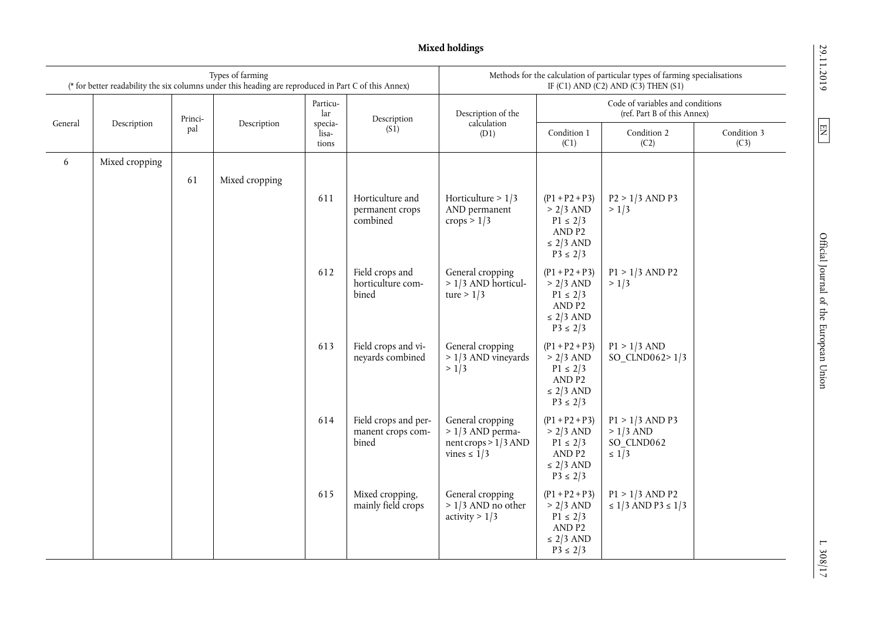**Mixed holdings**

| Types of farming (* for better readability the six columns under this heading are reproduced in Part C of this Annex) | | | | | | Methods for the calculation of particular types of farming specialisations IF (C1) AND (C2) AND (C3) THEN (S1) | | | |
|---|---|---|---|---|---|---|---|---|---|
| General | Description | Principal | Description | Particular specialisations | Description (S1) | Description of the calculation (D1) | Code of variables and conditions (ref. Part B of this Annex) Condition 1 (C1) | Condition 2 (C2) | Condition 3 (C3) |
| 6 | Mixed cropping | | | | | | | | |
| | | 61 | Mixed cropping | | | | | | |
| | | | | 611 | Horticulture and permanent crops combined | Horticulture > 1/3 AND permanent crops > 1/3 | (P1 + P2 + P3) > 2/3 AND P1 ≤ 2/3 AND P2 ≤ 2/3 AND P3 ≤ 2/3 | P2 > 1/3 AND P3 > 1/3 | |
| | | | | 612 | Field crops and horticulture combined | General cropping > 1/3 AND horticulture > 1/3 | (P1 + P2 + P3) > 2/3 AND P1 ≤ 2/3 AND P2 ≤ 2/3 AND P3 ≤ 2/3 | P1 > 1/3 AND P2 > 1/3 | |
| | | | | 613 | Field crops and vineyards combined | General cropping > 1/3 AND vineyards > 1/3 | (P1 + P2 + P3) > 2/3 AND P1 ≤ 2/3 AND P2 ≤ 2/3 AND P3 ≤ 2/3 | P1 > 1/3 AND SO_CLND062> 1/3 | |
| | | | | 614 | Field crops and permanent crops combined | General cropping > 1/3 AND permanent crops > 1/3 AND vines ≤ 1/3 | (P1 + P2 + P3) > 2/3 AND P1 ≤ 2/3 AND P2 ≤ 2/3 AND P3 ≤ 2/3 | P1 > 1/3 AND P3 > 1/3 AND SO_CLND062 ≤ 1/3 | |
| | | | | 615 | Mixed cropping, mainly field crops | General cropping > 1/3 AND no other activity > 1/3 | (P1 + P2 + P3) > 2/3 AND P1 ≤ 2/3 AND P2 ≤ 2/3 AND P3 ≤ 2/3 | P1 > 1/3 AND P2 ≤ 1/3 AND P3 ≤ 1/3 | |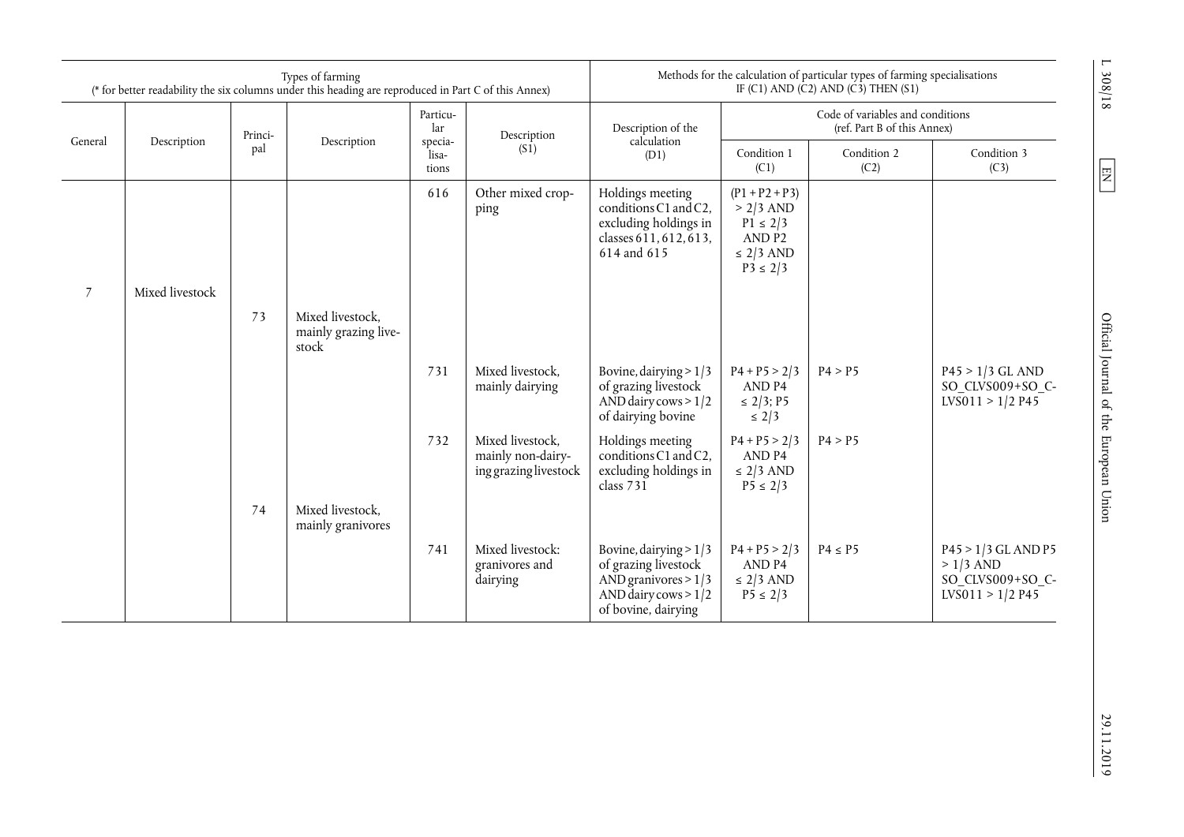| Types of farming (* for better readability the six columns under this heading are reproduced in Part C of this Annex) | | | | | | Methods for the calculation of particular types of farming specialisations IF (C1) AND (C2) AND (C3) THEN (S1) | | | |
|---|---|---|---|---|---|---|---|---|---|
| General | Description | Principal | Description | Particular specialisations | Description (S1) | Description of the calculation (D1) | Code of variables and conditions (ref. Part B of this Annex) | | |
| | | | | | | | Condition 1 (C1) | Condition 2 (C2) | Condition 3 (C3) |
| | | | | 616 | Other mixed cropping | Holdings meeting conditions C1 and C2, excluding holdings in classes 611, 612, 613, 614 and 615 | (P1 + P2 + P3) > 2/3 AND P1 ≤ 2/3 AND P2 ≤ 2/3 AND P3 ≤ 2/3 | | |
| 7 | Mixed livestock | | | | | | | | |
| | | 73 | Mixed livestock, mainly grazing livestock | | | | | | |
| | | | | 731 | Mixed livestock, mainly dairying | Bovine, dairying > 1/3 of grazing livestock AND dairy cows > 1/2 of dairying bovine | P4 + P5 > 2/3 AND P4 ≤ 2/3; P5 ≤ 2/3 | P4 > P5 | P45 > 1/3 GL AND SO_CLVS009+SO_CLVS011 > 1/2 P45 |
| | | | | 732 | Mixed livestock, mainly non-dairying grazing livestock | Holdings meeting conditions C1 and C2, excluding holdings in class 731 | P4 + P5 > 2/3 AND P4 ≤ 2/3 AND P5 ≤ 2/3 | P4 > P5 | |
| | | 74 | Mixed livestock, mainly granivores | | | | | | |
| | | | | 741 | Mixed livestock: granivores and dairying | Bovine, dairying > 1/3 of grazing livestock AND granivores > 1/3 AND dairy cows > 1/2 of bovine, dairying | P4 + P5 > 2/3 AND P4 ≤ 2/3 AND P5 ≤ 2/3 | P4 ≤ P5 | P45 > 1/3 GL AND P5 > 1/3 AND SO_CLVS009+SO_CLVS011 > 1/2 P45 |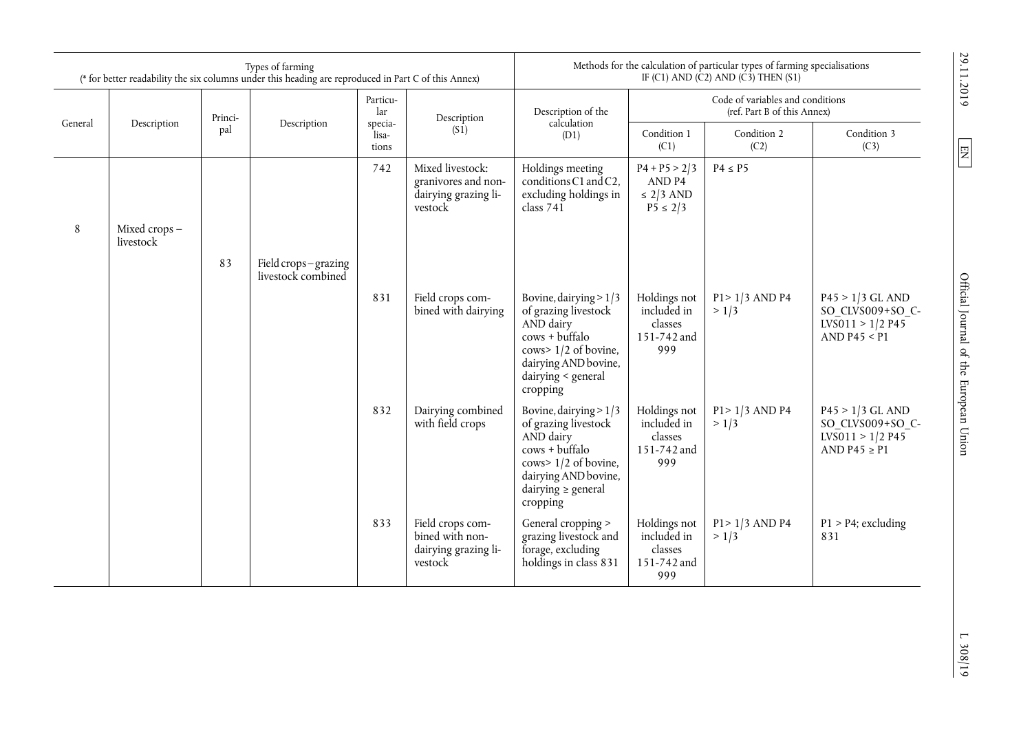| Types of farming (* for better readability the six columns under this heading are reproduced in Part C of this Annex) | | | | | | Methods for the calculation of particular types of farming specialisations IF (C1) AND (C2) AND (C3) THEN (S1) | | | |
|---|---|---|---|---|---|---|---|---|---|
| General | Description | Principal | Description | Particular specialisations | Description (S1) | Description of the calculation (D1) | Code of variables and conditions (ref. Part B of this Annex) Condition 1 (C1) | Condition 2 (C2) | Condition 3 (C3) |
| | | | | 742 | Mixed livestock: granivores and non-dairying grazing livestock | Holdings meeting conditions C1 and C2, excluding holdings in class 741 | P4 + P5 > 2/3 AND P4 ≤ 2/3 AND P5 ≤ 2/3 | P4 ≤ P5 | |
| 8 | Mixed crops – livestock | | | | | | | | |
| | | 83 | Field crops – grazing livestock combined | | | | | | |
| | | | | 831 | Field crops combined with dairying | Bovine, dairying > 1/3 of grazing livestock AND dairy cows + buffalo cows> 1/2 of bovine, dairying AND bovine, dairying < general cropping | Holdings not included in classes 151-742 and 999 | P1> 1/3 AND P4 > 1/3 | P45 > 1/3 GL AND SO_CLVS009+SO_CLVS011 > 1/2 P45 AND P45 < P1 |
| | | | | 832 | Dairying combined with field crops | Bovine, dairying > 1/3 of grazing livestock AND dairy cows + buffalo cows> 1/2 of bovine, dairying AND bovine, dairying ≥ general cropping | Holdings not included in classes 151-742 and 999 | P1> 1/3 AND P4 > 1/3 | P45 > 1/3 GL AND SO_CLVS009+SO_CLVS011 > 1/2 P45 AND P45 ≥ P1 |
| | | | | 833 | Field crops combined with non-dairying grazing livestock | General cropping > grazing livestock and forage, excluding holdings in class 831 | Holdings not included in classes 151-742 and 999 | P1> 1/3 AND P4 > 1/3 | P1 > P4; excluding 831 |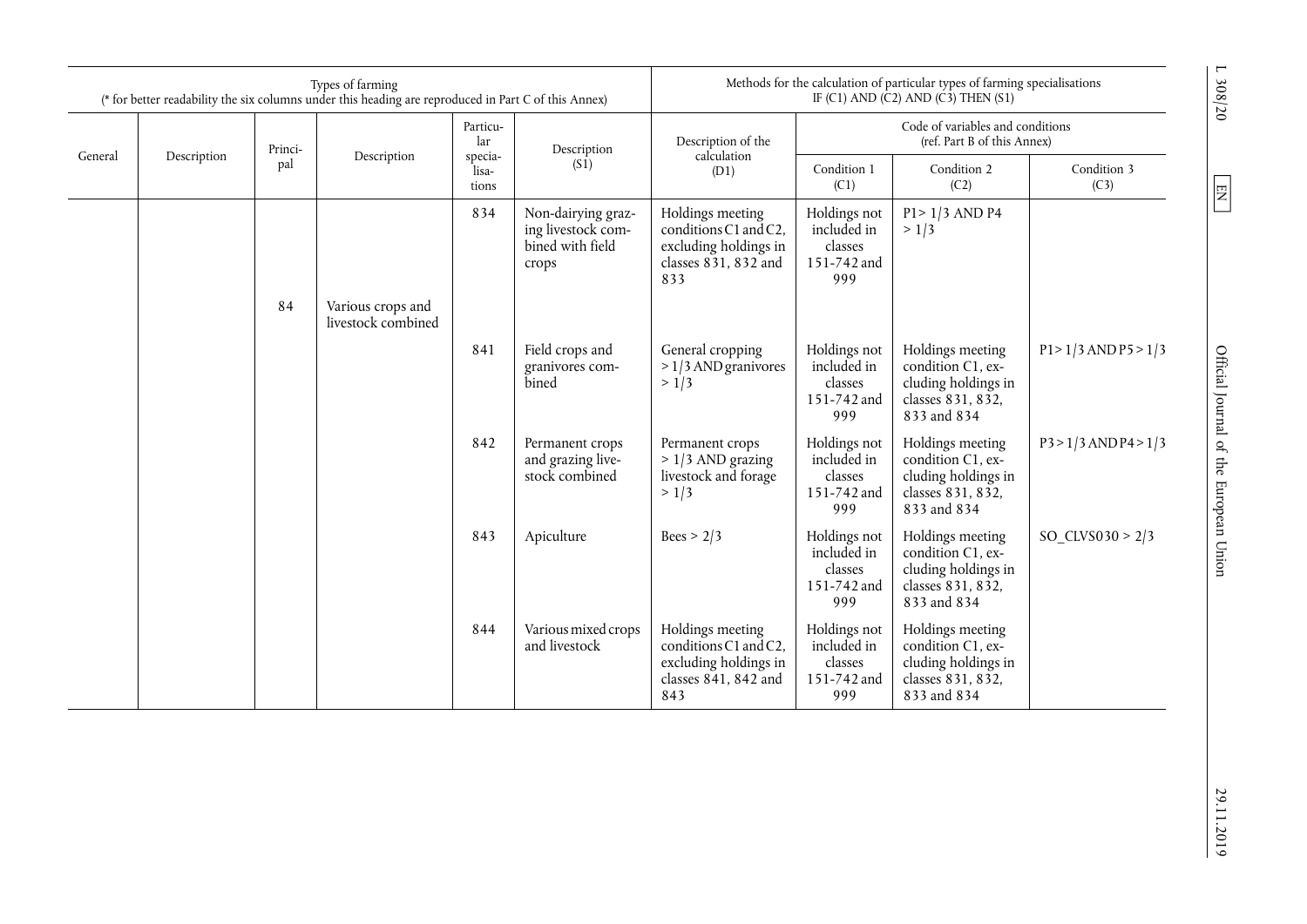| Types of farming (* for better readability the six columns under this heading are reproduced in Part C of this Annex) | | | | | | Methods for the calculation of particular types of farming specialisations IF (C1) AND (C2) AND (C3) THEN (S1) | | | |
|---|---|---|---|---|---|---|---|---|---|
| | | | | | | | Code of variables and conditions (ref. Part B of this Annex) | | |
| General | Description | Principal | Description | Particular specialisations | Description (S1) | Description of the calculation (D1) | Condition 1 (C1) | Condition 2 (C2) | Condition 3 (C3) |
| | | | | 834 | Non-dairying grazing livestock combined with field crops | Holdings meeting conditions C1 and C2, excluding holdings in classes 831, 832 and 833 | Holdings not included in classes 151-742 and 999 | P1 > 1/3 AND P4 > 1/3 | |
| | | 84 | Various crops and livestock combined | | | | | | |
| | | | | 841 | Field crops and granivores combined | General cropping > 1/3 AND granivores > 1/3 | Holdings not included in classes 151-742 and 999 | Holdings meeting condition C1, excluding holdings in classes 831, 832, 833 and 834 | P1 > 1/3 AND P5 > 1/3 |
| | | | | 842 | Permanent crops and grazing livestock combined | Permanent crops > 1/3 AND grazing livestock and forage > 1/3 | Holdings not included in classes 151-742 and 999 | Holdings meeting condition C1, excluding holdings in classes 831, 832, 833 and 834 | P3 > 1/3 AND P4 > 1/3 |
| | | | | 843 | Apiculture | Bees > 2/3 | Holdings not included in classes 151-742 and 999 | Holdings meeting condition C1, excluding holdings in classes 831, 832, 833 and 834 | SO_CLVS030 > 2/3 |
| | | | | 844 | Various mixed crops and livestock | Holdings meeting conditions C1 and C2, excluding holdings in classes 841, 842 and 843 | Holdings not included in classes 151-742 and 999 | Holdings meeting condition C1, excluding holdings in classes 831, 832, 833 and 834 | |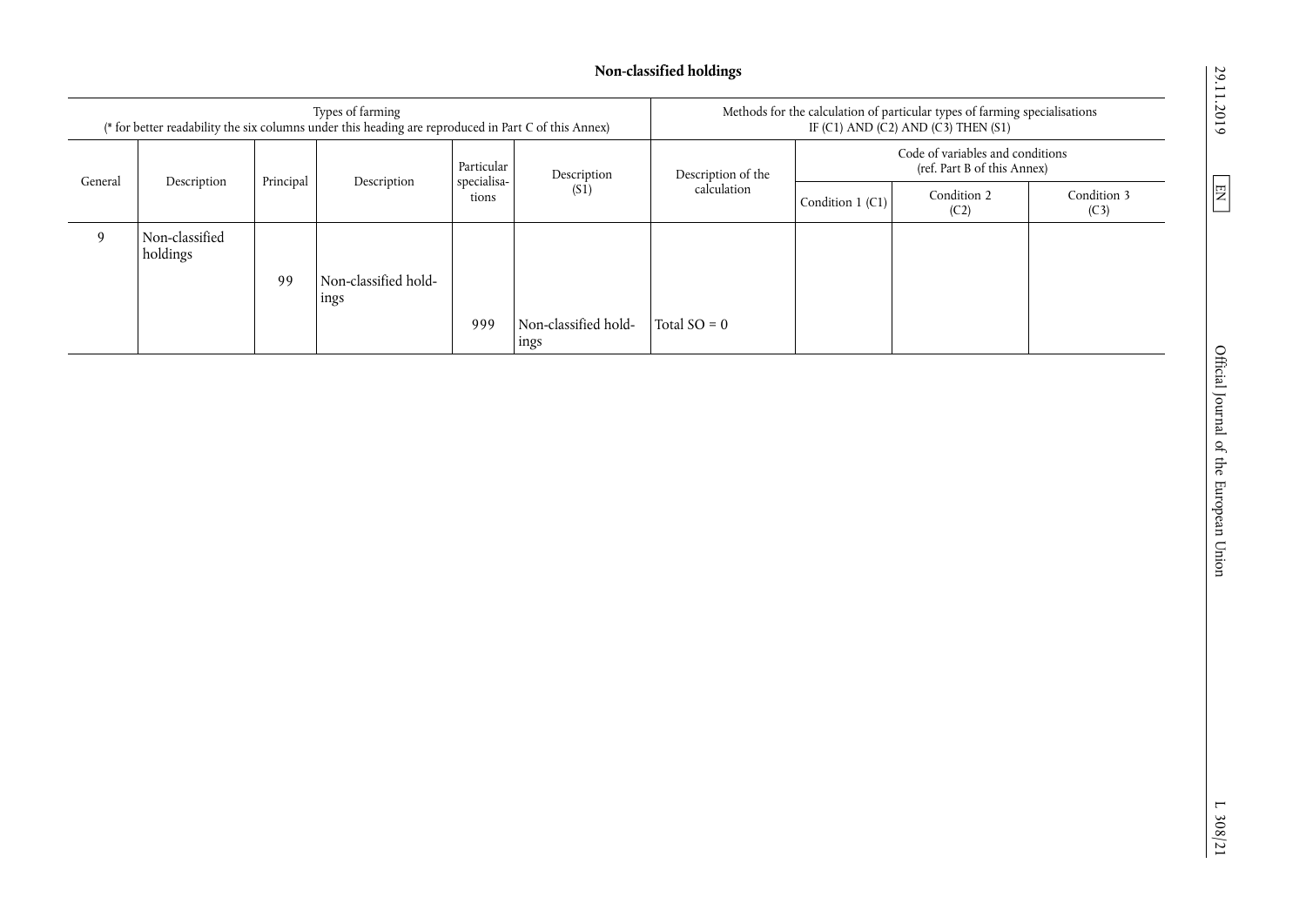**Non-classified holdings**

| Types of farming (* for better readability the six columns under this heading are reproduced in Part C of this Annex) | | | | | | Methods for the calculation of particular types of farming specialisations IF (C1) AND (C2) AND (C3) THEN (S1) | | | |
|---|---|---|---|---|---|---|---|---|---|
| | | | | | | | Code of variables and conditions (ref. Part B of this Annex) | | |
| General | Description | Principal | Description | Particular specialisations | Description (S1) | Description of the calculation | Condition 1 (C1) | Condition 2 (C2) | Condition 3 (C3) |
| 9 | Non-classified holdings | | | | | | | | |
| | | 99 | Non-classified holdings | | | | | | |
| | | | | 999 | Non-classified holdings | Total SO = 0 | | | |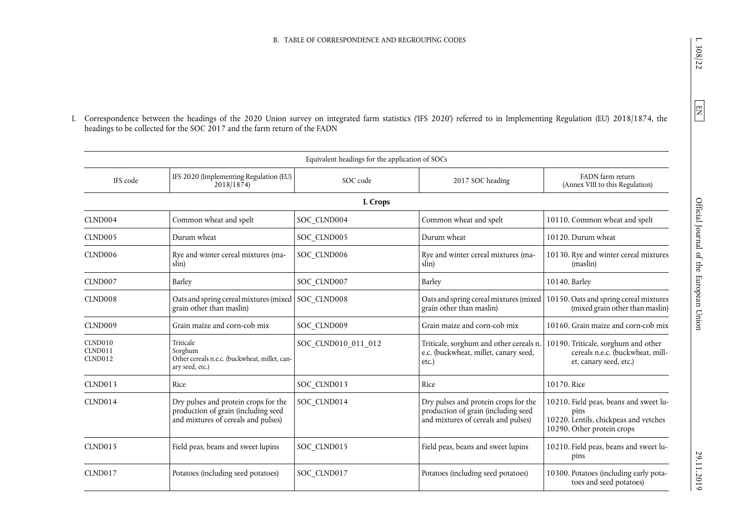B. TABLE OF CORRESPONDENCE AND REGROUPING CODES

I. Correspondence between the headings of the 2020 Union survey on integrated farm statistics ('IFS 2020') referred to in Implementing Regulation (EU) 2018/1874, the headings to be collected for the SOC 2017 and the farm return of the FADN

| Equivalent headings for the application of SOCs | | | | |
|---|---|---|---|---|
| IFS code | IFS 2020 (Implementing Regulation (EU) 2018/1874) | SOC code | 2017 SOC heading | FADN farm return (Annex VIII to this Regulation) |
| **I. Crops** | | | | |
| CLND004 | Common wheat and spelt | SOC_CLND004 | Common wheat and spelt | 10110. Common wheat and spelt |
| CLND005 | Durum wheat | SOC_CLND005 | Durum wheat | 10120. Durum wheat |
| CLND006 | Rye and winter cereal mixtures (maslin) | SOC_CLND006 | Rye and winter cereal mixtures (maslin) | 10130. Rye and winter cereal mixtures (maslin) |
| CLND007 | Barley | SOC_CLND007 | Barley | 10140. Barley |
| CLND008 | Oats and spring cereal mixtures (mixed grain other than maslin) | SOC_CLND008 | Oats and spring cereal mixtures (mixed grain other than maslin) | 10150. Oats and spring cereal mixtures (mixed grain other than maslin) |
| CLND009 | Grain maize and corn-cob mix | SOC_CLND009 | Grain maize and corn-cob mix | 10160. Grain maize and corn-cob mix |
| CLND010<br>CLND011<br>CLND012 | Triticale<br>Sorghum<br>Other cereals n.e.c. (buckwheat, millet, canary seed, etc.) | SOC_CLND010_011_012 | Triticale, sorghum and other cereals n.e.c. (buckwheat, millet, canary seed, etc.) | 10190. Triticale, sorghum and other cereals n.e.c. (buckwheat, millet, canary seed, etc.) |
| CLND013 | Rice | SOC_CLND013 | Rice | 10170. Rice |
| CLND014 | Dry pulses and protein crops for the production of grain (including seed and mixtures of cereals and pulses) | SOC_CLND014 | Dry pulses and protein crops for the production of grain (including seed and mixtures of cereals and pulses) | 10210. Field peas, beans and sweet lupins<br>10220. Lentils, chickpeas and vetches<br>10290. Other protein crops |
| CLND015 | Field peas, beans and sweet lupins | SOC_CLND015 | Field peas, beans and sweet lupins | 10210. Field peas, beans and sweet lupins |
| CLND017 | Potatoes (including seed potatoes) | SOC_CLND017 | Potatoes (including seed potatoes) | 10300. Potatoes (including early potatoes and seed potatoes) |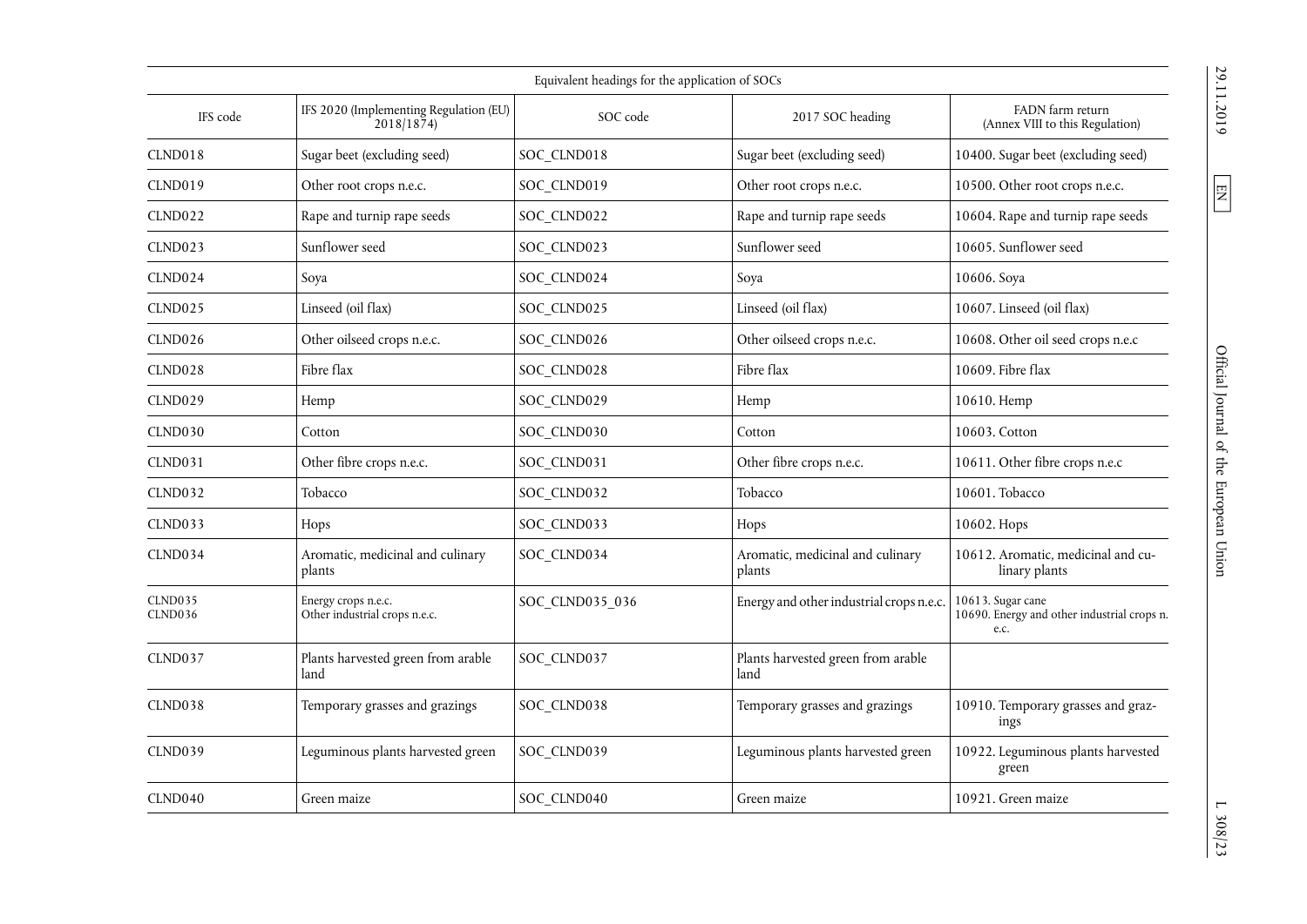| Equivalent headings for the application of SOCs | | | | |
|---|---|---|---|---|
| IFS code | IFS 2020 (Implementing Regulation (EU) 2018/1874) | SOC code | 2017 SOC heading | FADN farm return (Annex VIII to this Regulation) |
| CLND018 | Sugar beet (excluding seed) | SOC_CLND018 | Sugar beet (excluding seed) | 10400. Sugar beet (excluding seed) |
| CLND019 | Other root crops n.e.c. | SOC_CLND019 | Other root crops n.e.c. | 10500. Other root crops n.e.c. |
| CLND022 | Rape and turnip rape seeds | SOC_CLND022 | Rape and turnip rape seeds | 10604. Rape and turnip rape seeds |
| CLND023 | Sunflower seed | SOC_CLND023 | Sunflower seed | 10605. Sunflower seed |
| CLND024 | Soya | SOC_CLND024 | Soya | 10606. Soya |
| CLND025 | Linseed (oil flax) | SOC_CLND025 | Linseed (oil flax) | 10607. Linseed (oil flax) |
| CLND026 | Other oilseed crops n.e.c. | SOC_CLND026 | Other oilseed crops n.e.c. | 10608. Other oil seed crops n.e.c |
| CLND028 | Fibre flax | SOC_CLND028 | Fibre flax | 10609. Fibre flax |
| CLND029 | Hemp | SOC_CLND029 | Hemp | 10610. Hemp |
| CLND030 | Cotton | SOC_CLND030 | Cotton | 10603. Cotton |
| CLND031 | Other fibre crops n.e.c. | SOC_CLND031 | Other fibre crops n.e.c. | 10611. Other fibre crops n.e.c |
| CLND032 | Tobacco | SOC_CLND032 | Tobacco | 10601. Tobacco |
| CLND033 | Hops | SOC_CLND033 | Hops | 10602. Hops |
| CLND034 | Aromatic, medicinal and culinary plants | SOC_CLND034 | Aromatic, medicinal and culinary plants | 10612. Aromatic, medicinal and culinary plants |
| CLND035<br>CLND036 | Energy crops n.e.c.<br>Other industrial crops n.e.c. | SOC_CLND035_036 | Energy and other industrial crops n.e.c. | 10613. Sugar cane<br>10690. Energy and other industrial crops n.e.c. |
| CLND037 | Plants harvested green from arable land | SOC_CLND037 | Plants harvested green from arable land | |
| CLND038 | Temporary grasses and grazings | SOC_CLND038 | Temporary grasses and grazings | 10910. Temporary grasses and grazings |
| CLND039 | Leguminous plants harvested green | SOC_CLND039 | Leguminous plants harvested green | 10922. Leguminous plants harvested green |
| CLND040 | Green maize | SOC_CLND040 | Green maize | 10921. Green maize |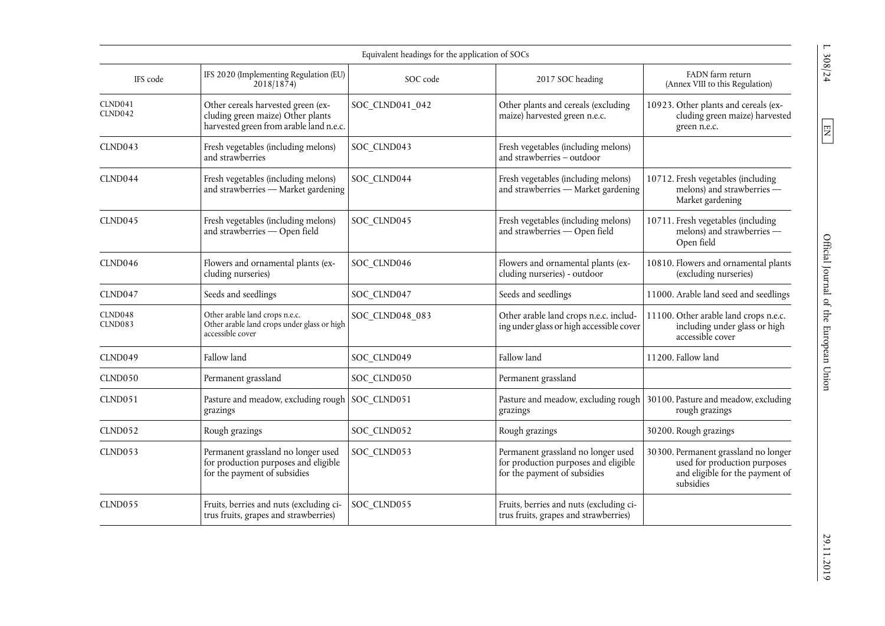| Equivalent headings for the application of SOCs | | | | |
|---|---|---|---|---|
| IFS code | IFS 2020 (Implementing Regulation (EU) 2018/1874) | SOC code | 2017 SOC heading | FADN farm return (Annex VIII to this Regulation) |
| CLND041 CLND042 | Other cereals harvested green (excluding green maize) Other plants harvested green from arable land n.e.c. | SOC_CLND041_042 | Other plants and cereals (excluding maize) harvested green n.e.c. | 10923. Other plants and cereals (excluding green maize) harvested green n.e.c. |
| CLND043 | Fresh vegetables (including melons) and strawberries | SOC_CLND043 | Fresh vegetables (including melons) and strawberries – outdoor | |
| CLND044 | Fresh vegetables (including melons) and strawberries — Market gardening | SOC_CLND044 | Fresh vegetables (including melons) and strawberries — Market gardening | 10712. Fresh vegetables (including melons) and strawberries — Market gardening |
| CLND045 | Fresh vegetables (including melons) and strawberries — Open field | SOC_CLND045 | Fresh vegetables (including melons) and strawberries — Open field | 10711. Fresh vegetables (including melons) and strawberries — Open field |
| CLND046 | Flowers and ornamental plants (excluding nurseries) | SOC_CLND046 | Flowers and ornamental plants (excluding nurseries) - outdoor | 10810. Flowers and ornamental plants (excluding nurseries) |
| CLND047 | Seeds and seedlings | SOC_CLND047 | Seeds and seedlings | 11000. Arable land seed and seedlings |
| CLND048 CLND083 | Other arable land crops n.e.c. Other arable land crops under glass or high accessible cover | SOC_CLND048_083 | Other arable land crops n.e.c. including under glass or high accessible cover | 11100. Other arable land crops n.e.c. including under glass or high accessible cover |
| CLND049 | Fallow land | SOC_CLND049 | Fallow land | 11200. Fallow land |
| CLND050 | Permanent grassland | SOC_CLND050 | Permanent grassland | |
| CLND051 | Pasture and meadow, excluding rough grazings | SOC_CLND051 | Pasture and meadow, excluding rough grazings | 30100. Pasture and meadow, excluding rough grazings |
| CLND052 | Rough grazings | SOC_CLND052 | Rough grazings | 30200. Rough grazings |
| CLND053 | Permanent grassland no longer used for production purposes and eligible for the payment of subsidies | SOC_CLND053 | Permanent grassland no longer used for production purposes and eligible for the payment of subsidies | 30300. Permanent grassland no longer used for production purposes and eligible for the payment of subsidies |
| CLND055 | Fruits, berries and nuts (excluding citrus fruits, grapes and strawberries) | SOC_CLND055 | Fruits, berries and nuts (excluding citrus fruits, grapes and strawberries) | |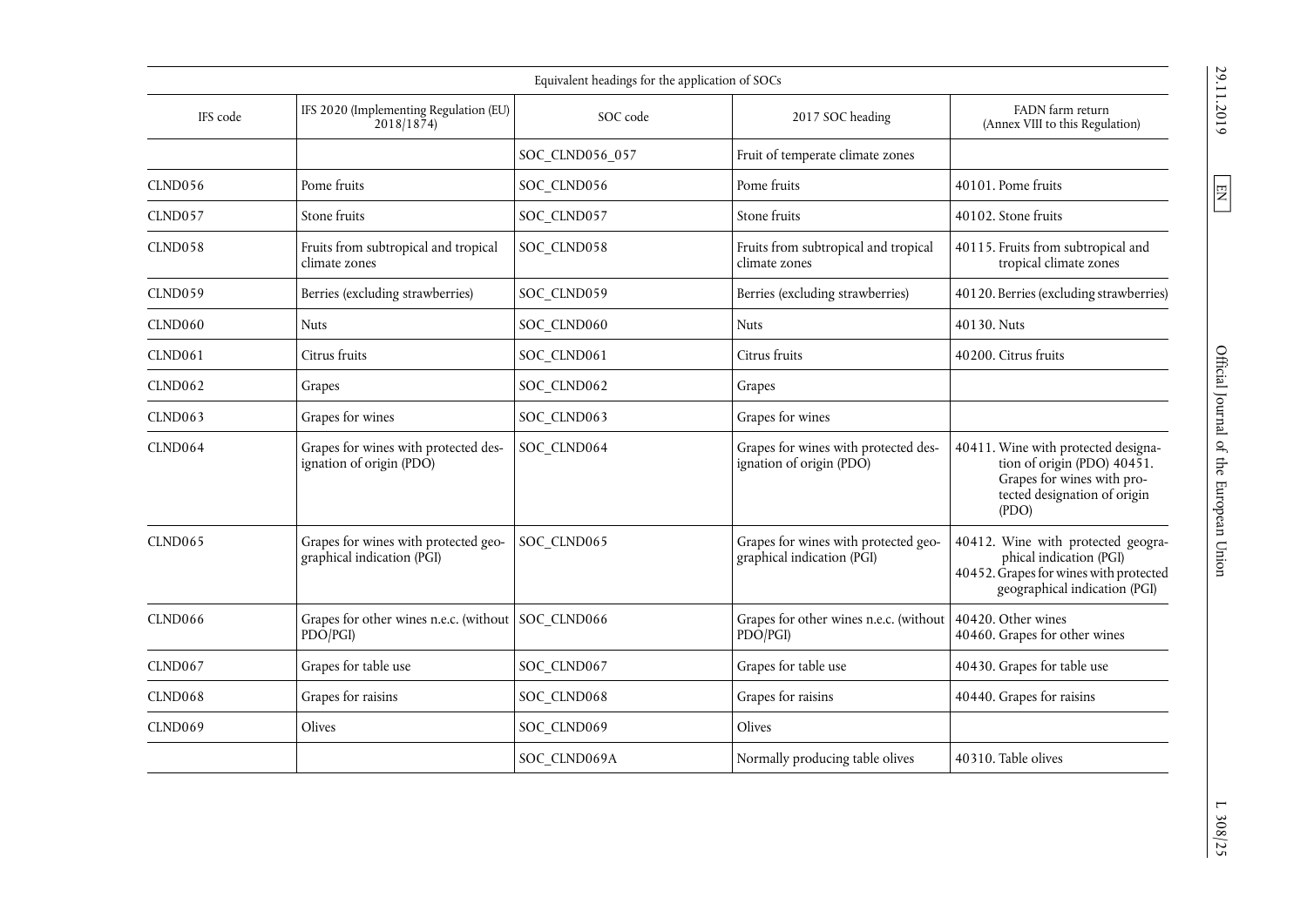| Equivalent headings for the application of SOCs | | | | |
|---|---|---|---|---|
| IFS code | IFS 2020 (Implementing Regulation (EU) 2018/1874) | SOC code | 2017 SOC heading | FADN farm return (Annex VIII to this Regulation) |
| | | SOC_CLND056_057 | Fruit of temperate climate zones | |
| CLND056 | Pome fruits | SOC_CLND056 | Pome fruits | 40101. Pome fruits |
| CLND057 | Stone fruits | SOC_CLND057 | Stone fruits | 40102. Stone fruits |
| CLND058 | Fruits from subtropical and tropical climate zones | SOC_CLND058 | Fruits from subtropical and tropical climate zones | 40115. Fruits from subtropical and tropical climate zones |
| CLND059 | Berries (excluding strawberries) | SOC_CLND059 | Berries (excluding strawberries) | 40120. Berries (excluding strawberries) |
| CLND060 | Nuts | SOC_CLND060 | Nuts | 40130. Nuts |
| CLND061 | Citrus fruits | SOC_CLND061 | Citrus fruits | 40200. Citrus fruits |
| CLND062 | Grapes | SOC_CLND062 | Grapes | |
| CLND063 | Grapes for wines | SOC_CLND063 | Grapes for wines | |
| CLND064 | Grapes for wines with protected designation of origin (PDO) | SOC_CLND064 | Grapes for wines with protected designation of origin (PDO) | 40411. Wine with protected designation of origin (PDO) 40451. Grapes for wines with protected designation of origin (PDO) |
| CLND065 | Grapes for wines with protected geographical indication (PGI) | SOC_CLND065 | Grapes for wines with protected geographical indication (PGI) | 40412. Wine with protected geographical indication (PGI) 40452. Grapes for wines with protected geographical indication (PGI) |
| CLND066 | Grapes for other wines n.e.c. (without PDO/PGI) | SOC_CLND066 | Grapes for other wines n.e.c. (without PDO/PGI) | 40420. Other wines 40460. Grapes for other wines |
| CLND067 | Grapes for table use | SOC_CLND067 | Grapes for table use | 40430. Grapes for table use |
| CLND068 | Grapes for raisins | SOC_CLND068 | Grapes for raisins | 40440. Grapes for raisins |
| CLND069 | Olives | SOC_CLND069 | Olives | |
| | | SOC_CLND069A | Normally producing table olives | 40310. Table olives |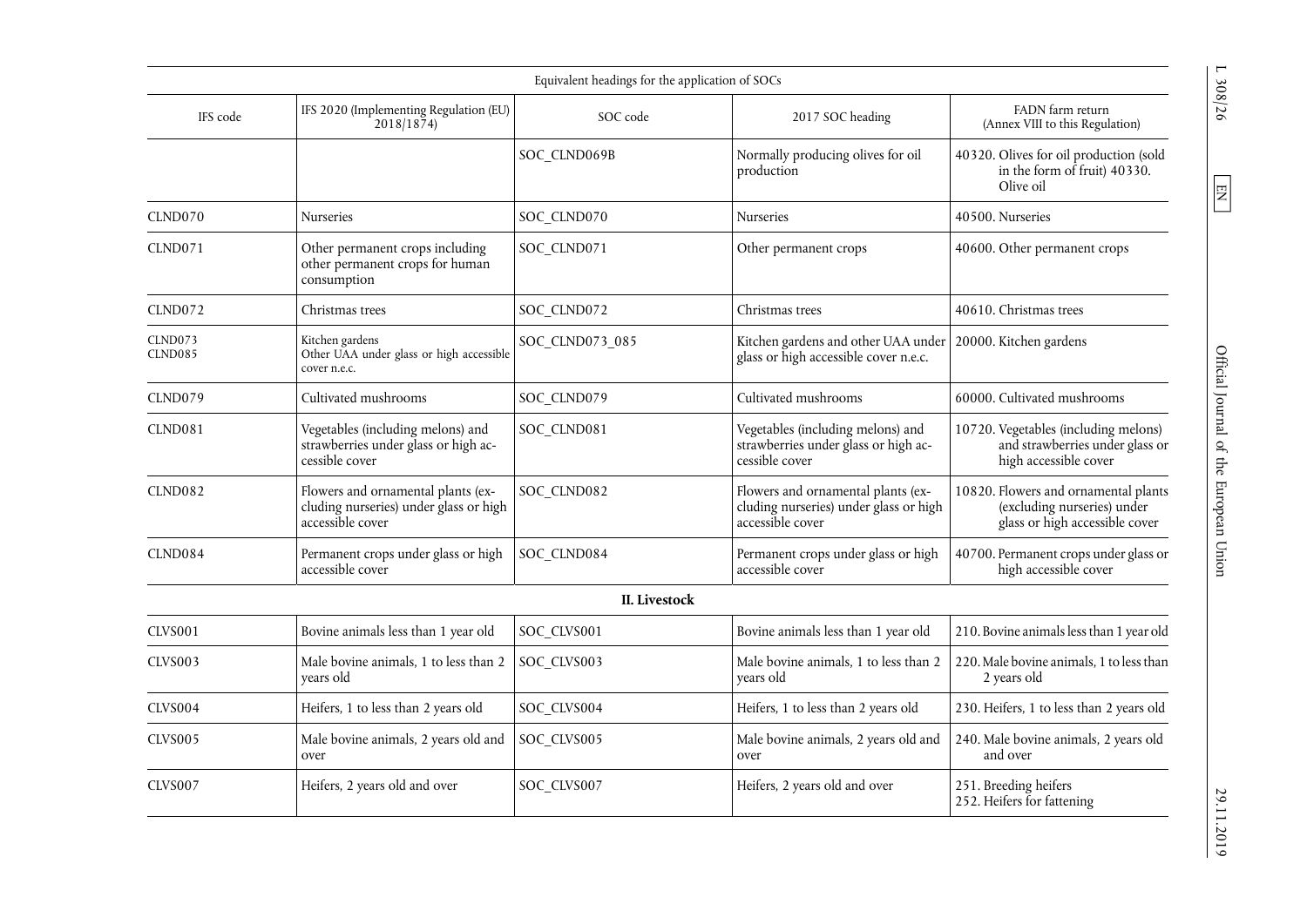| Equivalent headings for the application of SOCs | | | | |
|---|---|---|---|---|
| IFS code | IFS 2020 (Implementing Regulation (EU) 2018/1874) | SOC code | 2017 SOC heading | FADN farm return (Annex VIII to this Regulation) |
| | | SOC_CLND069B | Normally producing olives for oil production | 40320. Olives for oil production (sold in the form of fruit) 40330. Olive oil |
| CLND070 | Nurseries | SOC_CLND070 | Nurseries | 40500. Nurseries |
| CLND071 | Other permanent crops including other permanent crops for human consumption | SOC_CLND071 | Other permanent crops | 40600. Other permanent crops |
| CLND072 | Christmas trees | SOC_CLND072 | Christmas trees | 40610. Christmas trees |
| CLND073 CLND085 | Kitchen gardens Other UAA under glass or high accessible cover n.e.c. | SOC_CLND073_085 | Kitchen gardens and other UAA under glass or high accessible cover n.e.c. | 20000. Kitchen gardens |
| CLND079 | Cultivated mushrooms | SOC_CLND079 | Cultivated mushrooms | 60000. Cultivated mushrooms |
| CLND081 | Vegetables (including melons) and strawberries under glass or high accessible cover | SOC_CLND081 | Vegetables (including melons) and strawberries under glass or high accessible cover | 10720. Vegetables (including melons) and strawberries under glass or high accessible cover |
| CLND082 | Flowers and ornamental plants (excluding nurseries) under glass or high accessible cover | SOC_CLND082 | Flowers and ornamental plants (excluding nurseries) under glass or high accessible cover | 10820. Flowers and ornamental plants (excluding nurseries) under glass or high accessible cover |
| CLND084 | Permanent crops under glass or high accessible cover | SOC_CLND084 | Permanent crops under glass or high accessible cover | 40700. Permanent crops under glass or high accessible cover |
| | | **II. Livestock** | | |
| CLVS001 | Bovine animals less than 1 year old | SOC_CLVS001 | Bovine animals less than 1 year old | 210. Bovine animals less than 1 year old |
| CLVS003 | Male bovine animals, 1 to less than 2 years old | SOC_CLVS003 | Male bovine animals, 1 to less than 2 years old | 220. Male bovine animals, 1 to less than 2 years old |
| CLVS004 | Heifers, 1 to less than 2 years old | SOC_CLVS004 | Heifers, 1 to less than 2 years old | 230. Heifers, 1 to less than 2 years old |
| CLVS005 | Male bovine animals, 2 years old and over | SOC_CLVS005 | Male bovine animals, 2 years old and over | 240. Male bovine animals, 2 years old and over |
| CLVS007 | Heifers, 2 years old and over | SOC_CLVS007 | Heifers, 2 years old and over | 251. Breeding heifers 252. Heifers for fattening |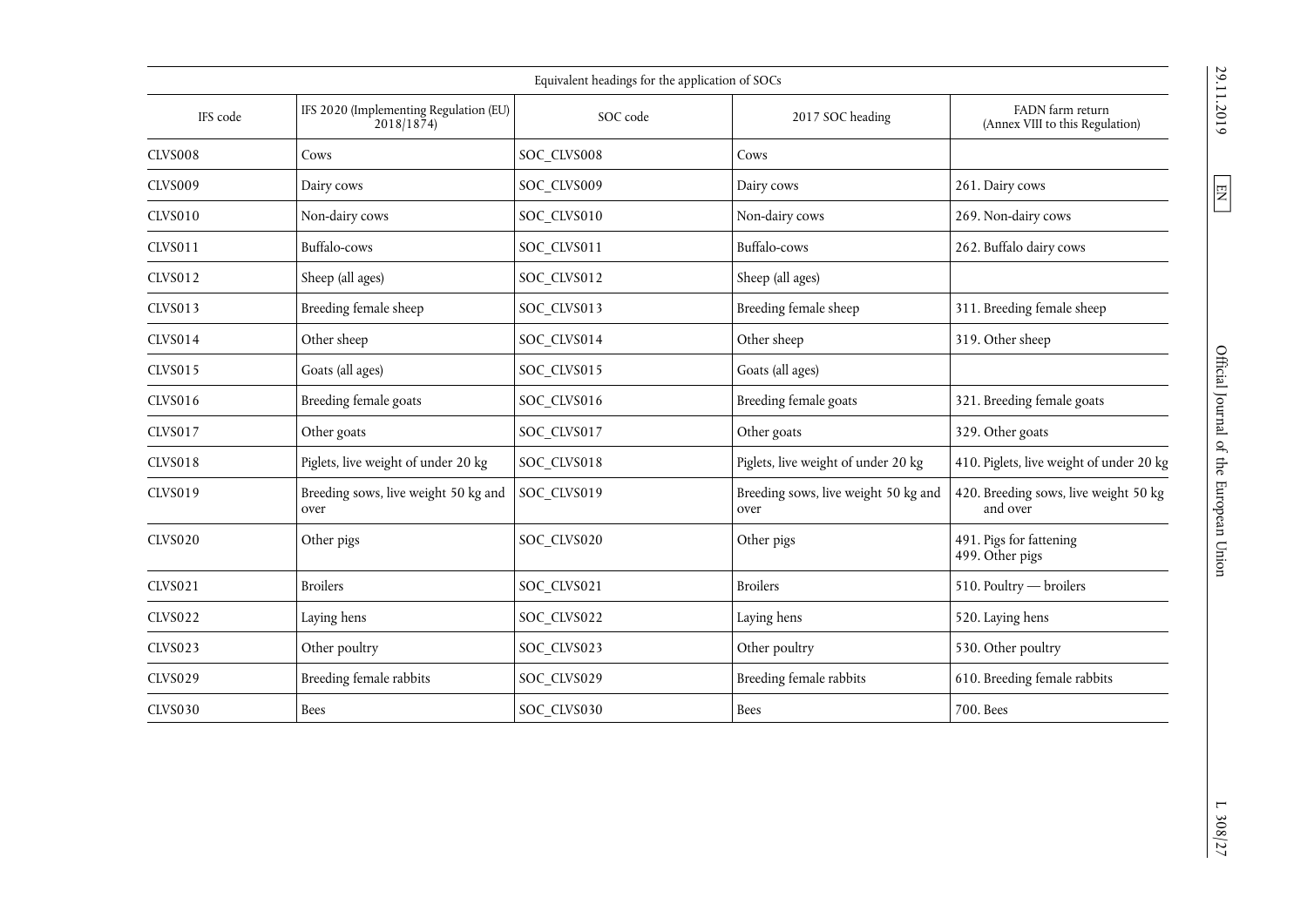| Equivalent headings for the application of SOCs | | | | |
|---|---|---|---|---|
| IFS code | IFS 2020 (Implementing Regulation (EU) 2018/1874) | SOC code | 2017 SOC heading | FADN farm return (Annex VIII to this Regulation) |
| CLVS008 | Cows | SOC_CLVS008 | Cows | |
| CLVS009 | Dairy cows | SOC_CLVS009 | Dairy cows | 261. Dairy cows |
| CLVS010 | Non-dairy cows | SOC_CLVS010 | Non-dairy cows | 269. Non-dairy cows |
| CLVS011 | Buffalo-cows | SOC_CLVS011 | Buffalo-cows | 262. Buffalo dairy cows |
| CLVS012 | Sheep (all ages) | SOC_CLVS012 | Sheep (all ages) | |
| CLVS013 | Breeding female sheep | SOC_CLVS013 | Breeding female sheep | 311. Breeding female sheep |
| CLVS014 | Other sheep | SOC_CLVS014 | Other sheep | 319. Other sheep |
| CLVS015 | Goats (all ages) | SOC_CLVS015 | Goats (all ages) | |
| CLVS016 | Breeding female goats | SOC_CLVS016 | Breeding female goats | 321. Breeding female goats |
| CLVS017 | Other goats | SOC_CLVS017 | Other goats | 329. Other goats |
| CLVS018 | Piglets, live weight of under 20 kg | SOC_CLVS018 | Piglets, live weight of under 20 kg | 410. Piglets, live weight of under 20 kg |
| CLVS019 | Breeding sows, live weight 50 kg and over | SOC_CLVS019 | Breeding sows, live weight 50 kg and over | 420. Breeding sows, live weight 50 kg and over |
| CLVS020 | Other pigs | SOC_CLVS020 | Other pigs | 491. Pigs for fattening<br>499. Other pigs |
| CLVS021 | Broilers | SOC_CLVS021 | Broilers | 510. Poultry — broilers |
| CLVS022 | Laying hens | SOC_CLVS022 | Laying hens | 520. Laying hens |
| CLVS023 | Other poultry | SOC_CLVS023 | Other poultry | 530. Other poultry |
| CLVS029 | Breeding female rabbits | SOC_CLVS029 | Breeding female rabbits | 610. Breeding female rabbits |
| CLVS030 | Bees | SOC_CLVS030 | Bees | 700. Bees |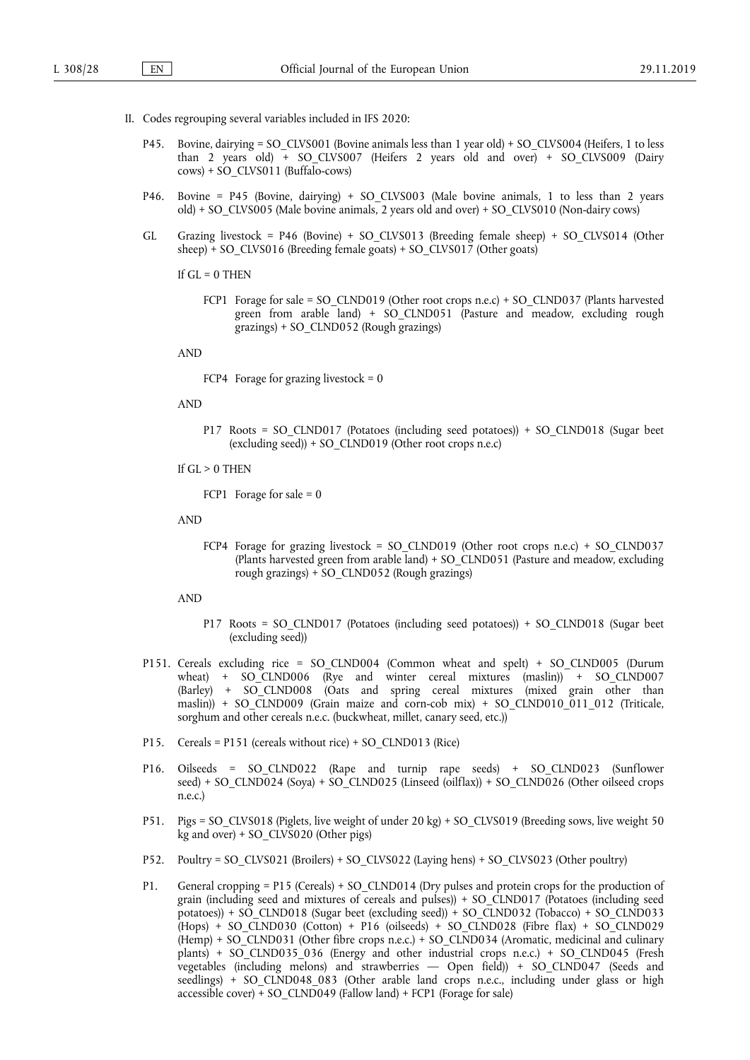II. Codes regrouping several variables included in IFS 2020:

P45. Bovine, dairying = SO_CLVS001 (Bovine animals less than 1 year old) + SO_CLVS004 (Heifers, 1 to less than 2 years old) + SO_CLVS007 (Heifers 2 years old and over) + SO_CLVS009 (Dairy cows) + SO_CLVS011 (Buffalo-cows)

P46. Bovine = P45 (Bovine, dairying) + SO_CLVS003 (Male bovine animals, 1 to less than 2 years old) + SO_CLVS005 (Male bovine animals, 2 years old and over) + SO_CLVS010 (Non-dairy cows)

GL Grazing livestock = P46 (Bovine) + SO_CLVS013 (Breeding female sheep) + SO_CLVS014 (Other sheep) + SO_CLVS016 (Breeding female goats) + SO_CLVS017 (Other goats)

If GL = 0 THEN

FCP1 Forage for sale = SO_CLND019 (Other root crops n.e.c) + SO_CLND037 (Plants harvested green from arable land) + SO_CLND051 (Pasture and meadow, excluding rough grazings) + SO_CLND052 (Rough grazings)

AND

FCP4 Forage for grazing livestock = 0

AND

P17 Roots = SO_CLND017 (Potatoes (including seed potatoes)) + SO_CLND018 (Sugar beet (excluding seed)) + SO_CLND019 (Other root crops n.e.c)

If GL > 0 THEN

FCP1 Forage for sale = 0

AND

FCP4 Forage for grazing livestock = SO_CLND019 (Other root crops n.e.c) + SO_CLND037 (Plants harvested green from arable land) + SO_CLND051 (Pasture and meadow, excluding rough grazings) + SO_CLND052 (Rough grazings)

AND

P17 Roots = SO_CLND017 (Potatoes (including seed potatoes)) + SO_CLND018 (Sugar beet (excluding seed))

P151. Cereals excluding rice = SO_CLND004 (Common wheat and spelt) + SO_CLND005 (Durum wheat) + SO_CLND006 (Rye and winter cereal mixtures (maslin)) + SO_CLND007 (Barley) + SO_CLND008 (Oats and spring cereal mixtures (mixed grain other than maslin)) + SO_CLND009 (Grain maize and corn-cob mix) + SO_CLND010_011_012 (Triticale, sorghum and other cereals n.e.c. (buckwheat, millet, canary seed, etc.))

P15. Cereals = P151 (cereals without rice) + SO_CLND013 (Rice)

P16. Oilseeds = SO_CLND022 (Rape and turnip rape seeds) + SO_CLND023 (Sunflower seed) + SO_CLND024 (Soya) + SO_CLND025 (Linseed (oilflax)) + SO_CLND026 (Other oilseed crops n.e.c.)

P51. Pigs = SO_CLVS018 (Piglets, live weight of under 20 kg) + SO_CLVS019 (Breeding sows, live weight 50 kg and over) + SO_CLVS020 (Other pigs)

P52. Poultry = SO_CLVS021 (Broilers) + SO_CLVS022 (Laying hens) + SO_CLVS023 (Other poultry)

P1. General cropping = P15 (Cereals) + SO_CLND014 (Dry pulses and protein crops for the production of grain (including seed and mixtures of cereals and pulses)) + SO_CLND017 (Potatoes (including seed potatoes)) + SO_CLND018 (Sugar beet (excluding seed)) + SO_CLND032 (Tobacco) + SO_CLND033 (Hops) + SO_CLND030 (Cotton) + P16 (oilseeds) + SO_CLND028 (Fibre flax) + SO_CLND029 (Hemp) + SO_CLND031 (Other fibre crops n.e.c.) + SO_CLND034 (Aromatic, medicinal and culinary plants) + SO_CLND035_036 (Energy and other industrial crops n.e.c.) + SO_CLND045 (Fresh vegetables (including melons) and strawberries — Open field)) + SO_CLND047 (Seeds and seedlings) + SO_CLND048_083 (Other arable land crops n.e.c., including under glass or high accessible cover) + SO_CLND049 (Fallow land) + FCP1 (Forage for sale)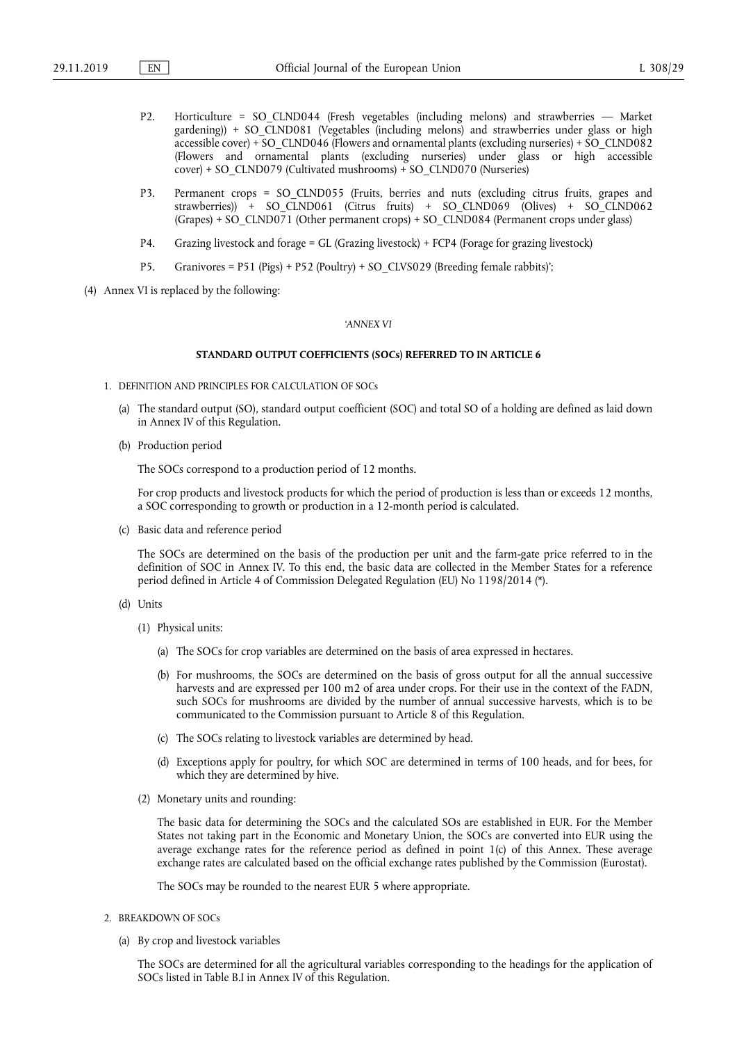P2. Horticulture = SO_CLND044 (Fresh vegetables (including melons) and strawberries — Market gardening)) + SO_CLND081 (Vegetables (including melons) and strawberries under glass or high accessible cover) + SO_CLND046 (Flowers and ornamental plants (excluding nurseries) + SO_CLND082 (Flowers and ornamental plants (excluding nurseries) under glass or high accessible cover) + SO_CLND079 (Cultivated mushrooms) + SO_CLND070 (Nurseries)

P3. Permanent crops = SO_CLND055 (Fruits, berries and nuts (excluding citrus fruits, grapes and strawberries)) + SO_CLND061 (Citrus fruits) + SO_CLND069 (Olives) + SO_CLND062 (Grapes) + SO_CLND071 (Other permanent crops) + SO_CLND084 (Permanent crops under glass)

P4. Grazing livestock and forage = GL (Grazing livestock) + FCP4 (Forage for grazing livestock)

P5. Granivores = P51 (Pigs) + P52 (Poultry) + SO_CLVS029 (Breeding female rabbits)';

(4) Annex VI is replaced by the following:

*'ANNEX VI*

**STANDARD OUTPUT COEFFICIENTS (SOCs) REFERRED TO IN ARTICLE 6**

1. DEFINITION AND PRINCIPLES FOR CALCULATION OF SOCs

(a) The standard output (SO), standard output coefficient (SOC) and total SO of a holding are defined as laid down in Annex IV of this Regulation.

(b) Production period

The SOCs correspond to a production period of 12 months.

For crop products and livestock products for which the period of production is less than or exceeds 12 months, a SOC corresponding to growth or production in a 12-month period is calculated.

(c) Basic data and reference period

The SOCs are determined on the basis of the production per unit and the farm-gate price referred to in the definition of SOC in Annex IV. To this end, the basic data are collected in the Member States for a reference period defined in Article 4 of Commission Delegated Regulation (EU) No 1198/2014 (*).

(d) Units

(1) Physical units:

(a) The SOCs for crop variables are determined on the basis of area expressed in hectares.

(b) For mushrooms, the SOCs are determined on the basis of gross output for all the annual successive harvests and are expressed per 100 m2 of area under crops. For their use in the context of the FADN, such SOCs for mushrooms are divided by the number of annual successive harvests, which is to be communicated to the Commission pursuant to Article 8 of this Regulation.

(c) The SOCs relating to livestock variables are determined by head.

(d) Exceptions apply for poultry, for which SOC are determined in terms of 100 heads, and for bees, for which they are determined by hive.

(2) Monetary units and rounding:

The basic data for determining the SOCs and the calculated SOs are established in EUR. For the Member States not taking part in the Economic and Monetary Union, the SOCs are converted into EUR using the average exchange rates for the reference period as defined in point 1(c) of this Annex. These average exchange rates are calculated based on the official exchange rates published by the Commission (Eurostat).

The SOCs may be rounded to the nearest EUR 5 where appropriate.

2. BREAKDOWN OF SOCs

(a) By crop and livestock variables

The SOCs are determined for all the agricultural variables corresponding to the headings for the application of SOCs listed in Table B.I in Annex IV of this Regulation.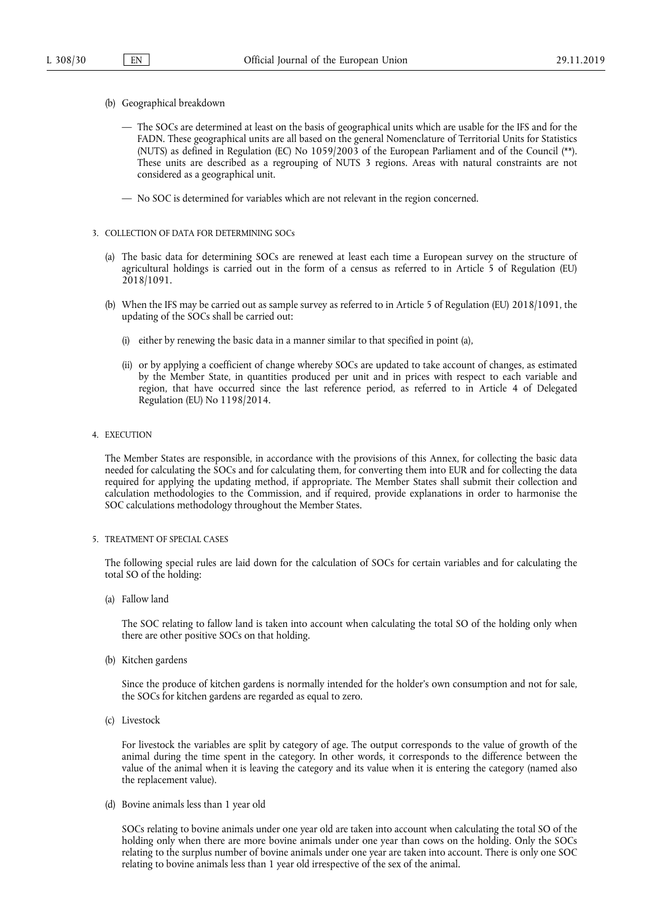(b) Geographical breakdown

— The SOCs are determined at least on the basis of geographical units which are usable for the IFS and for the FADN. These geographical units are all based on the general Nomenclature of Territorial Units for Statistics (NUTS) as defined in Regulation (EC) No 1059/2003 of the European Parliament and of the Council (**). These units are described as a regrouping of NUTS 3 regions. Areas with natural constraints are not considered as a geographical unit.

— No SOC is determined for variables which are not relevant in the region concerned.

3. COLLECTION OF DATA FOR DETERMINING SOCs

(a) The basic data for determining SOCs are renewed at least each time a European survey on the structure of agricultural holdings is carried out in the form of a census as referred to in Article 5 of Regulation (EU) 2018/1091.

(b) When the IFS may be carried out as sample survey as referred to in Article 5 of Regulation (EU) 2018/1091, the updating of the SOCs shall be carried out:

(i) either by renewing the basic data in a manner similar to that specified in point (a),

(ii) or by applying a coefficient of change whereby SOCs are updated to take account of changes, as estimated by the Member State, in quantities produced per unit and in prices with respect to each variable and region, that have occurred since the last reference period, as referred to in Article 4 of Delegated Regulation (EU) No 1198/2014.

4. EXECUTION

The Member States are responsible, in accordance with the provisions of this Annex, for collecting the basic data needed for calculating the SOCs and for calculating them, for converting them into EUR and for collecting the data required for applying the updating method, if appropriate. The Member States shall submit their collection and calculation methodologies to the Commission, and if required, provide explanations in order to harmonise the SOC calculations methodology throughout the Member States.

5. TREATMENT OF SPECIAL CASES

The following special rules are laid down for the calculation of SOCs for certain variables and for calculating the total SO of the holding:

(a) Fallow land

The SOC relating to fallow land is taken into account when calculating the total SO of the holding only when there are other positive SOCs on that holding.

(b) Kitchen gardens

Since the produce of kitchen gardens is normally intended for the holder's own consumption and not for sale, the SOCs for kitchen gardens are regarded as equal to zero.

(c) Livestock

For livestock the variables are split by category of age. The output corresponds to the value of growth of the animal during the time spent in the category. In other words, it corresponds to the difference between the value of the animal when it is leaving the category and its value when it is entering the category (named also the replacement value).

(d) Bovine animals less than 1 year old

SOCs relating to bovine animals under one year old are taken into account when calculating the total SO of the holding only when there are more bovine animals under one year than cows on the holding. Only the SOCs relating to the surplus number of bovine animals under one year are taken into account. There is only one SOC relating to bovine animals less than 1 year old irrespective of the sex of the animal.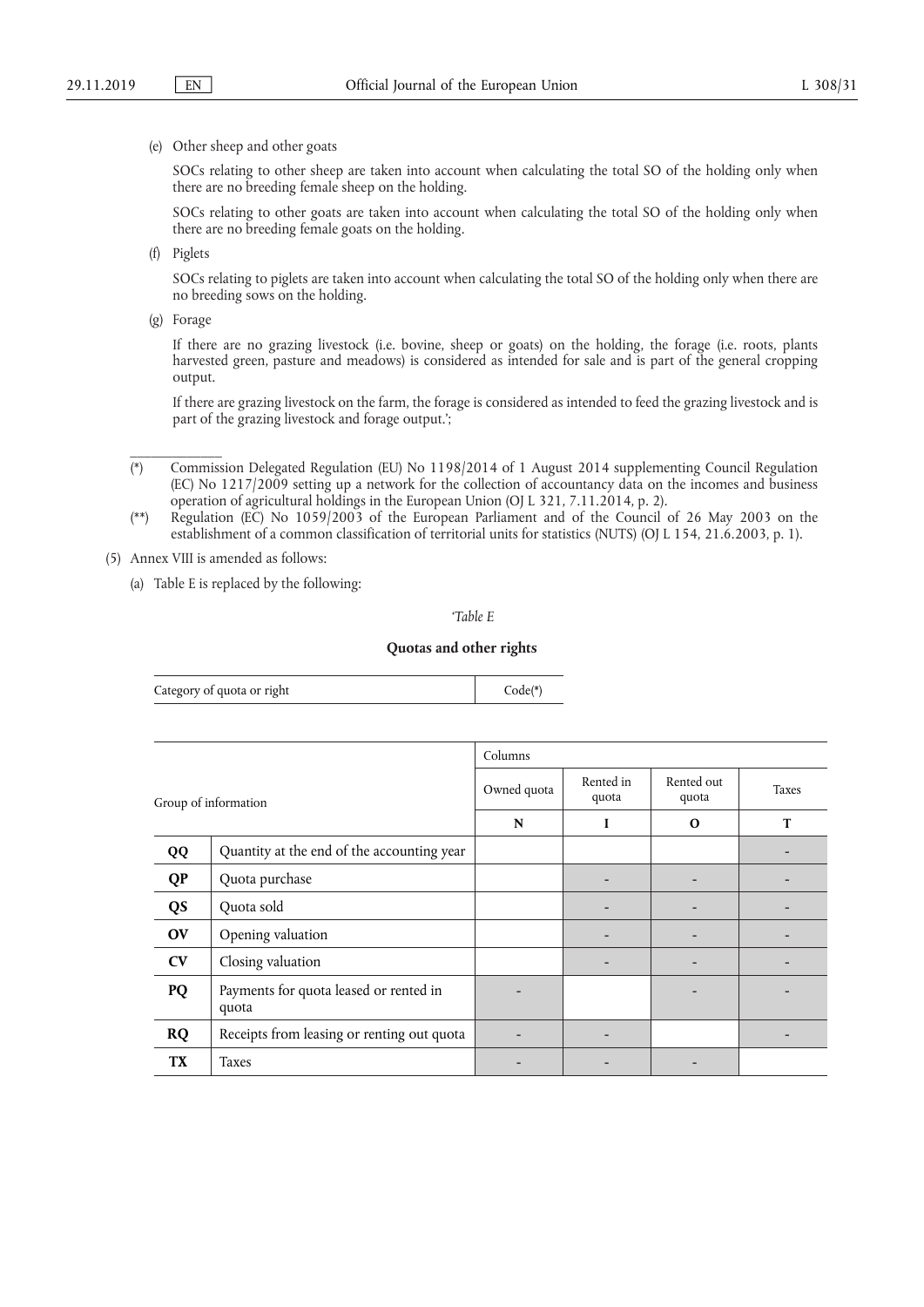(e) Other sheep and other goats

SOCs relating to other sheep are taken into account when calculating the total SO of the holding only when there are no breeding female sheep on the holding.

SOCs relating to other goats are taken into account when calculating the total SO of the holding only when there are no breeding female goats on the holding.

(f) Piglets

SOCs relating to piglets are taken into account when calculating the total SO of the holding only when there are no breeding sows on the holding.

(g) Forage

If there are no grazing livestock (i.e. bovine, sheep or goats) on the holding, the forage (i.e. roots, plants harvested green, pasture and meadows) is considered as intended for sale and is part of the general cropping output.

If there are grazing livestock on the farm, the forage is considered as intended to feed the grazing livestock and is part of the grazing livestock and forage output.';

---

(*) Commission Delegated Regulation (EU) No 1198/2014 of 1 August 2014 supplementing Council Regulation (EC) No 1217/2009 setting up a network for the collection of accountancy data on the incomes and business operation of agricultural holdings in the European Union (OJ L 321, 7.11.2014, p. 2).

(**) Regulation (EC) No 1059/2003 of the European Parliament and of the Council of 26 May 2003 on the establishment of a common classification of territorial units for statistics (NUTS) (OJ L 154, 21.6.2003, p. 1).

(5) Annex VIII is amended as follows:

(a) Table E is replaced by the following:

'*Table E*

**Quotas and other rights**

| Category of quota or right | Code(*) |
|---|---|

| Group of information | | Columns | | | |
|---|---|---|---|---|---|
| | | Owned quota | Rented in quota | Rented out quota | Taxes |
| | | **N** | **I** | **O** | **T** |
| **QQ** | Quantity at the end of the accounting year | | | | - |
| **QP** | Quota purchase | | - | - | - |
| **QS** | Quota sold | | - | - | - |
| **OV** | Opening valuation | | - | - | - |
| **CV** | Closing valuation | | - | - | - |
| **PQ** | Payments for quota leased or rented in quota | - | | - | - |
| **RQ** | Receipts from leasing or renting out quota | - | - | | - |
| **TX** | Taxes | - | - | - | |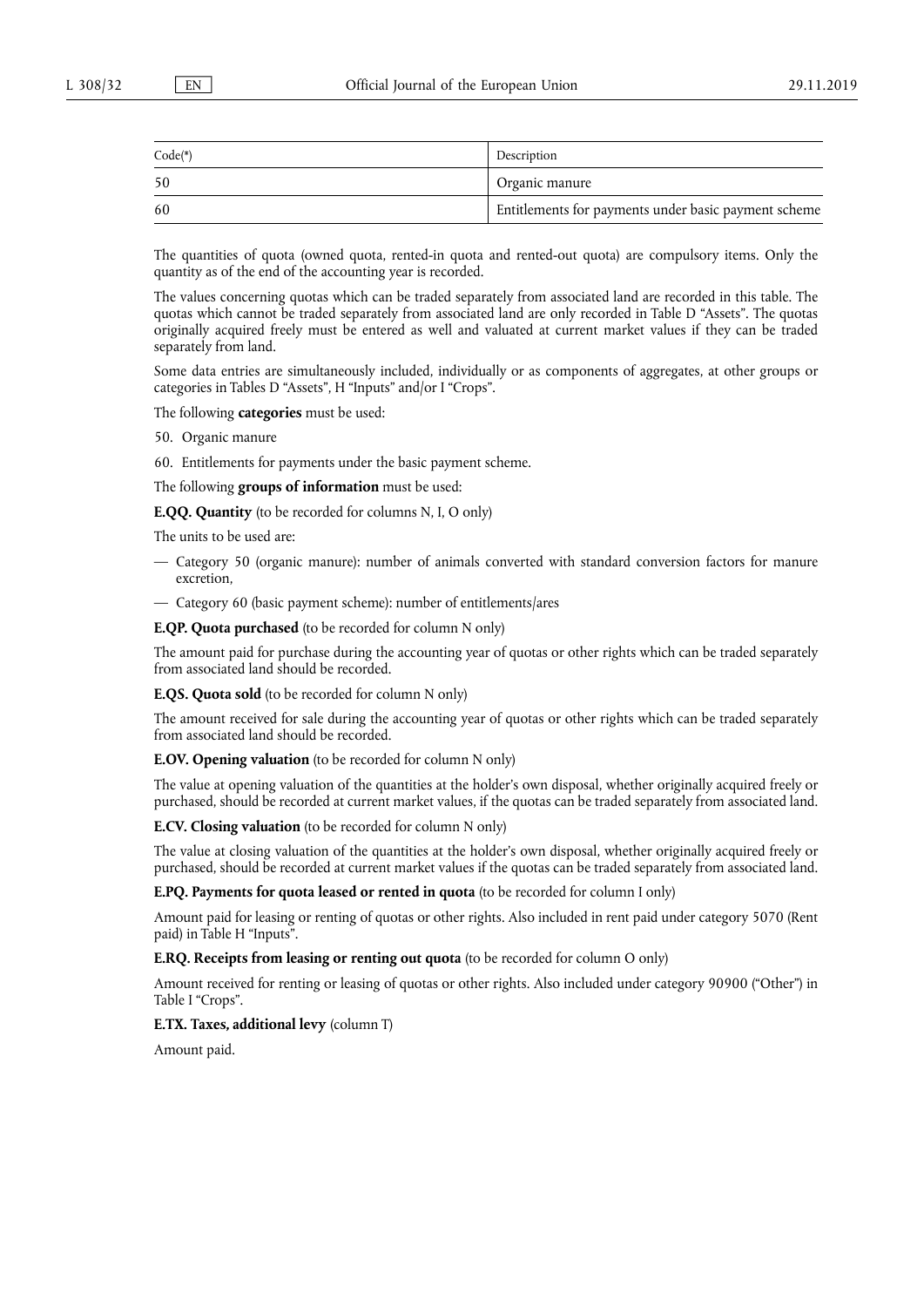| Code(*) | Description |
|---|---|
| 50 | Organic manure |
| 60 | Entitlements for payments under basic payment scheme |

The quantities of quota (owned quota, rented-in quota and rented-out quota) are compulsory items. Only the quantity as of the end of the accounting year is recorded.

The values concerning quotas which can be traded separately from associated land are recorded in this table. The quotas which cannot be traded separately from associated land are only recorded in Table D "Assets". The quotas originally acquired freely must be entered as well and valuated at current market values if they can be traded separately from land.

Some data entries are simultaneously included, individually or as components of aggregates, at other groups or categories in Tables D "Assets", H "Inputs" and/or I "Crops".

The following **categories** must be used:

50. Organic manure

60. Entitlements for payments under the basic payment scheme.

The following **groups of information** must be used:

**E.QQ. Quantity** (to be recorded for columns N, I, O only)

The units to be used are:

— Category 50 (organic manure): number of animals converted with standard conversion factors for manure excretion,

— Category 60 (basic payment scheme): number of entitlements/ares

**E.QP. Quota purchased** (to be recorded for column N only)

The amount paid for purchase during the accounting year of quotas or other rights which can be traded separately from associated land should be recorded.

**E.QS. Quota sold** (to be recorded for column N only)

The amount received for sale during the accounting year of quotas or other rights which can be traded separately from associated land should be recorded.

**E.OV. Opening valuation** (to be recorded for column N only)

The value at opening valuation of the quantities at the holder's own disposal, whether originally acquired freely or purchased, should be recorded at current market values, if the quotas can be traded separately from associated land.

**E.CV. Closing valuation** (to be recorded for column N only)

The value at closing valuation of the quantities at the holder's own disposal, whether originally acquired freely or purchased, should be recorded at current market values if the quotas can be traded separately from associated land.

**E.PQ. Payments for quota leased or rented in quota** (to be recorded for column I only)

Amount paid for leasing or renting of quotas or other rights. Also included in rent paid under category 5070 (Rent paid) in Table H "Inputs".

**E.RQ. Receipts from leasing or renting out quota** (to be recorded for column O only)

Amount received for renting or leasing of quotas or other rights. Also included under category 90900 ("Other") in Table I "Crops".

**E.TX. Taxes, additional levy** (column T)

Amount paid.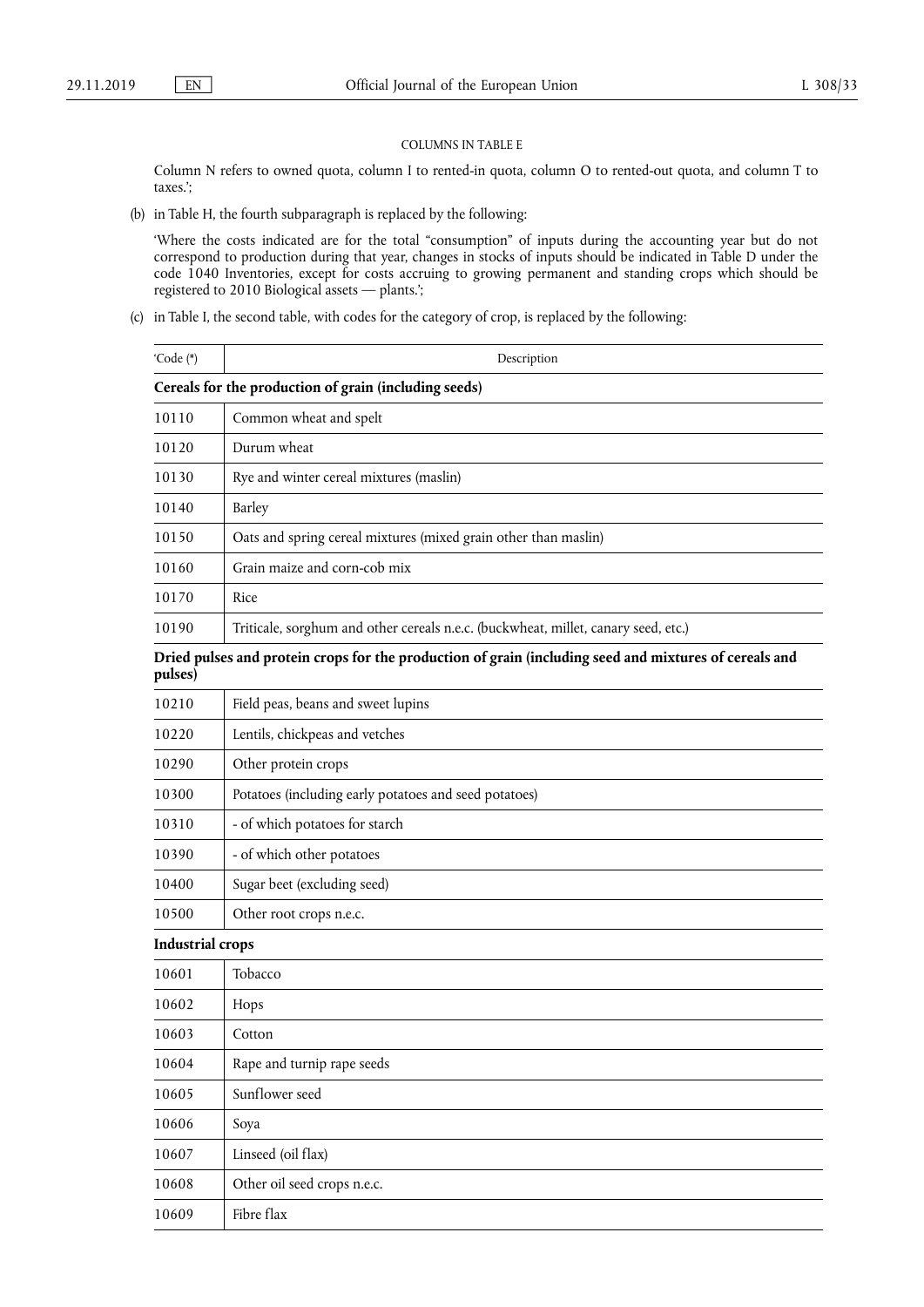COLUMNS IN TABLE E

Column N refers to owned quota, column I to rented-in quota, column O to rented-out quota, and column T to taxes.';

(b) in Table H, the fourth subparagraph is replaced by the following:

'Where the costs indicated are for the total "consumption" of inputs during the accounting year but do not correspond to production during that year, changes in stocks of inputs should be indicated in Table D under the code 1040 Inventories, except for costs accruing to growing permanent and standing crops which should be registered to 2010 Biological assets — plants.';

(c) in Table I, the second table, with codes for the category of crop, is replaced by the following:

| 'Code (*) | Description |
|---|---|
| **Cereals for the production of grain (including seeds)** | |
| 10110 | Common wheat and spelt |
| 10120 | Durum wheat |
| 10130 | Rye and winter cereal mixtures (maslin) |
| 10140 | Barley |
| 10150 | Oats and spring cereal mixtures (mixed grain other than maslin) |
| 10160 | Grain maize and corn-cob mix |
| 10170 | Rice |
| 10190 | Triticale, sorghum and other cereals n.e.c. (buckwheat, millet, canary seed, etc.) |
| **Dried pulses and protein crops for the production of grain (including seed and mixtures of cereals and pulses)** | |
| 10210 | Field peas, beans and sweet lupins |
| 10220 | Lentils, chickpeas and vetches |
| 10290 | Other protein crops |
| 10300 | Potatoes (including early potatoes and seed potatoes) |
| 10310 | - of which potatoes for starch |
| 10390 | - of which other potatoes |
| 10400 | Sugar beet (excluding seed) |
| 10500 | Other root crops n.e.c. |
| **Industrial crops** | |
| 10601 | Tobacco |
| 10602 | Hops |
| 10603 | Cotton |
| 10604 | Rape and turnip rape seeds |
| 10605 | Sunflower seed |
| 10606 | Soya |
| 10607 | Linseed (oil flax) |
| 10608 | Other oil seed crops n.e.c. |
| 10609 | Fibre flax |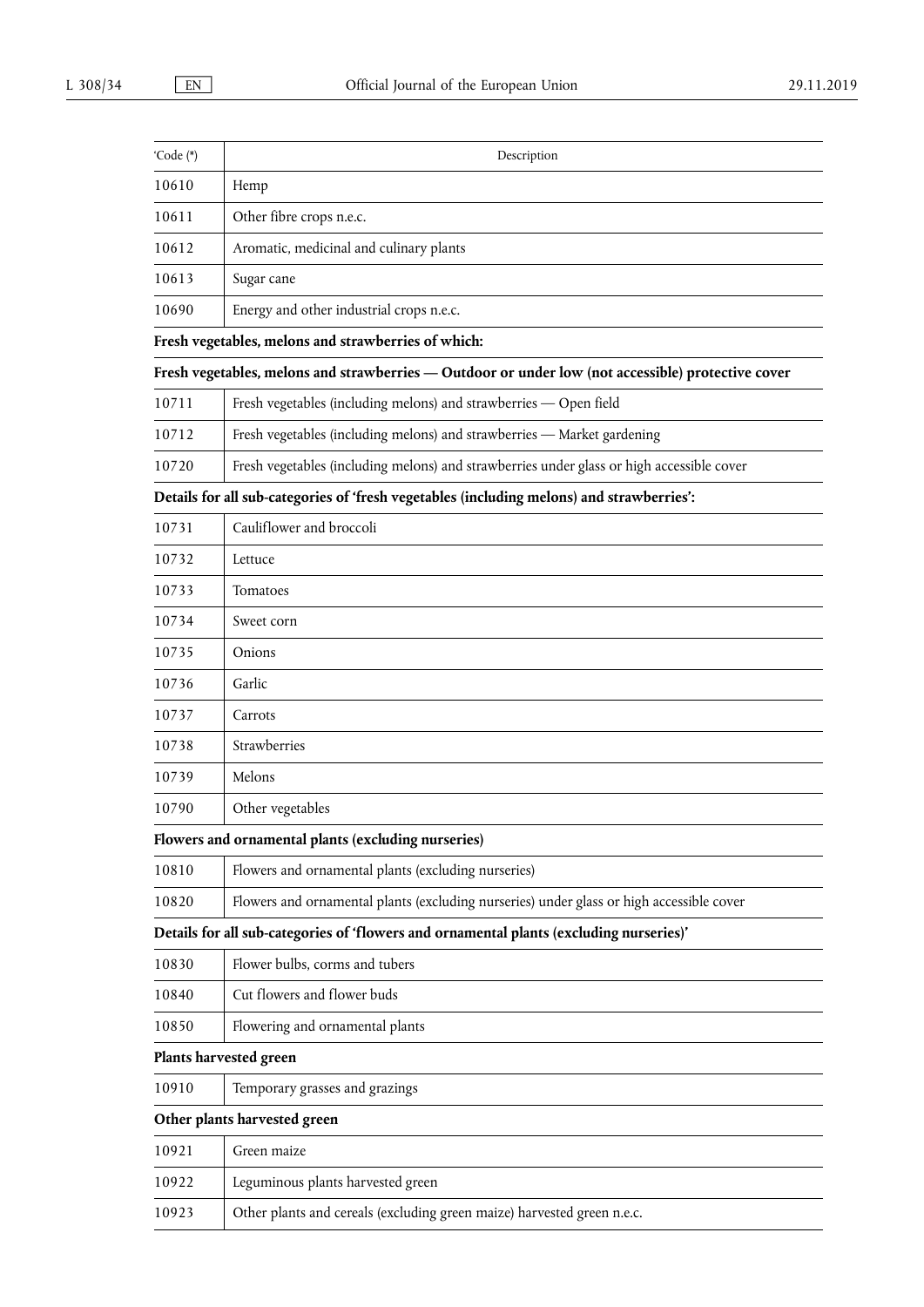| ‘Code (*) | Description |
|---|---|
| 10610 | Hemp |
| 10611 | Other fibre crops n.e.c. |
| 10612 | Aromatic, medicinal and culinary plants |
| 10613 | Sugar cane |
| 10690 | Energy and other industrial crops n.e.c. |
| **Fresh vegetables, melons and strawberries of which:** | |
| **Fresh vegetables, melons and strawberries — Outdoor or under low (not accessible) protective cover** | |
| 10711 | Fresh vegetables (including melons) and strawberries — Open field |
| 10712 | Fresh vegetables (including melons) and strawberries — Market gardening |
| 10720 | Fresh vegetables (including melons) and strawberries under glass or high accessible cover |
| **Details for all sub-categories of ‘fresh vegetables (including melons) and strawberries’:** | |
| 10731 | Cauliflower and broccoli |
| 10732 | Lettuce |
| 10733 | Tomatoes |
| 10734 | Sweet corn |
| 10735 | Onions |
| 10736 | Garlic |
| 10737 | Carrots |
| 10738 | Strawberries |
| 10739 | Melons |
| 10790 | Other vegetables |
| **Flowers and ornamental plants (excluding nurseries)** | |
| 10810 | Flowers and ornamental plants (excluding nurseries) |
| 10820 | Flowers and ornamental plants (excluding nurseries) under glass or high accessible cover |
| **Details for all sub-categories of ‘flowers and ornamental plants (excluding nurseries)’** | |
| 10830 | Flower bulbs, corms and tubers |
| 10840 | Cut flowers and flower buds |
| 10850 | Flowering and ornamental plants |
| **Plants harvested green** | |
| 10910 | Temporary grasses and grazings |
| **Other plants harvested green** | |
| 10921 | Green maize |
| 10922 | Leguminous plants harvested green |
| 10923 | Other plants and cereals (excluding green maize) harvested green n.e.c. |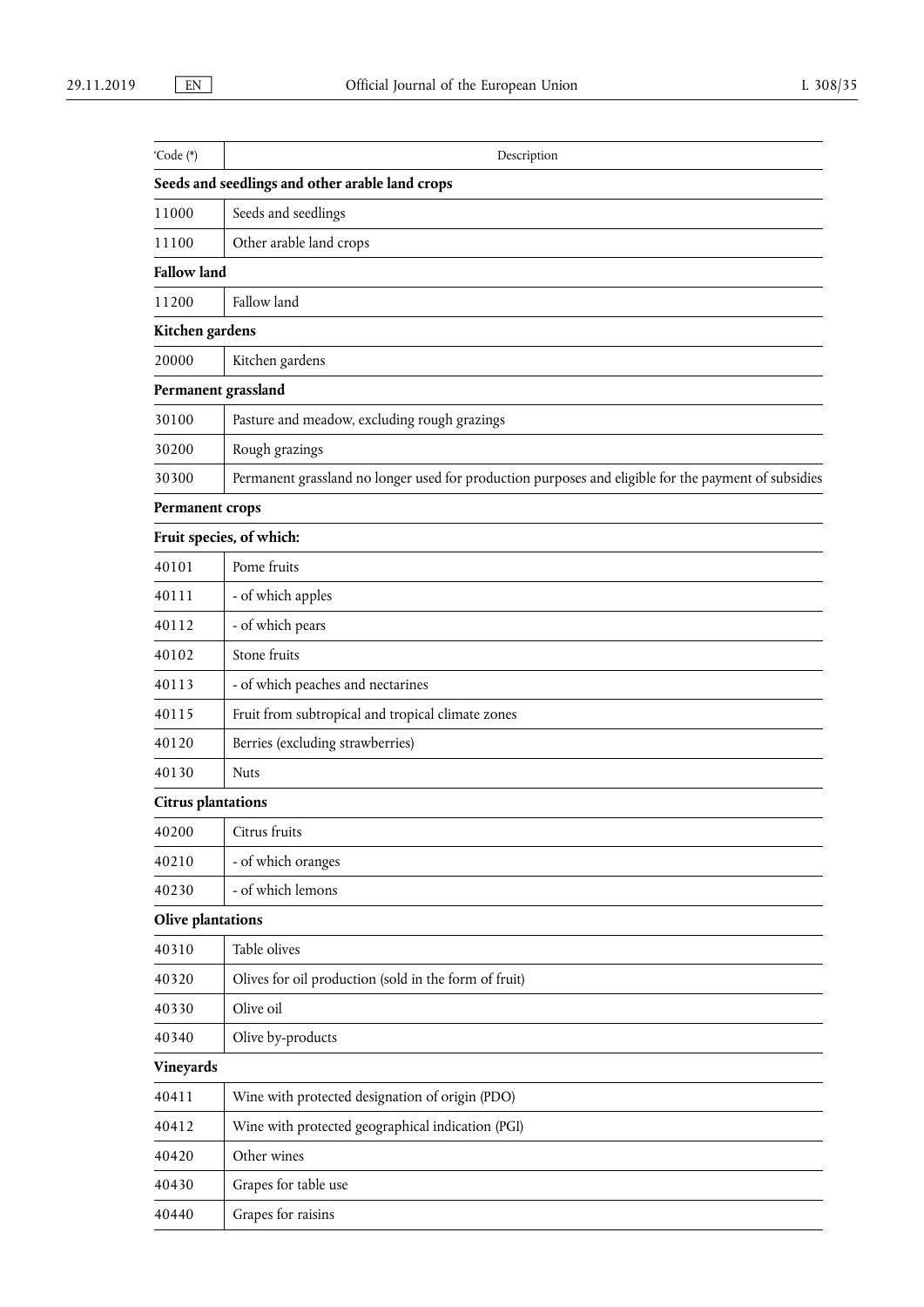| 'Code (*) | Description |
|---|---|
| **Seeds and seedlings and other arable land crops** | |
| 11000 | Seeds and seedlings |
| 11100 | Other arable land crops |
| **Fallow land** | |
| 11200 | Fallow land |
| **Kitchen gardens** | |
| 20000 | Kitchen gardens |
| **Permanent grassland** | |
| 30100 | Pasture and meadow, excluding rough grazings |
| 30200 | Rough grazings |
| 30300 | Permanent grassland no longer used for production purposes and eligible for the payment of subsidies |
| **Permanent crops** | |
| **Fruit species, of which:** | |
| 40101 | Pome fruits |
| 40111 | - of which apples |
| 40112 | - of which pears |
| 40102 | Stone fruits |
| 40113 | - of which peaches and nectarines |
| 40115 | Fruit from subtropical and tropical climate zones |
| 40120 | Berries (excluding strawberries) |
| 40130 | Nuts |
| **Citrus plantations** | |
| 40200 | Citrus fruits |
| 40210 | - of which oranges |
| 40230 | - of which lemons |
| **Olive plantations** | |
| 40310 | Table olives |
| 40320 | Olives for oil production (sold in the form of fruit) |
| 40330 | Olive oil |
| 40340 | Olive by-products |
| **Vineyards** | |
| 40411 | Wine with protected designation of origin (PDO) |
| 40412 | Wine with protected geographical indication (PGI) |
| 40420 | Other wines |
| 40430 | Grapes for table use |
| 40440 | Grapes for raisins |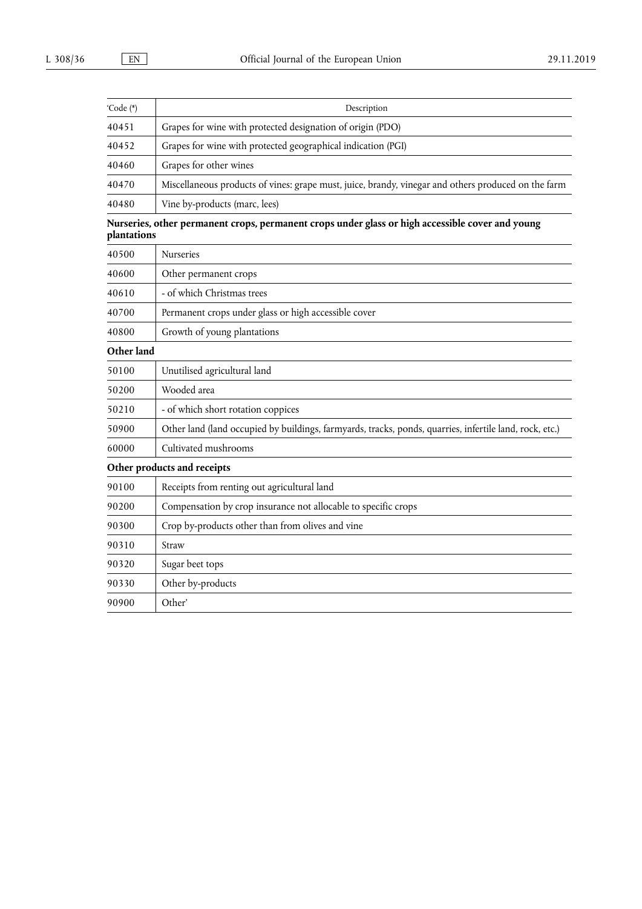| ‘Code (*) | Description |
|---|---|
| 40451 | Grapes for wine with protected designation of origin (PDO) |
| 40452 | Grapes for wine with protected geographical indication (PGI) |
| 40460 | Grapes for other wines |
| 40470 | Miscellaneous products of vines: grape must, juice, brandy, vinegar and others produced on the farm |
| 40480 | Vine by-products (marc, lees) |
| **Nurseries, other permanent crops, permanent crops under glass or high accessible cover and young plantations** | |
| 40500 | Nurseries |
| 40600 | Other permanent crops |
| 40610 | - of which Christmas trees |
| 40700 | Permanent crops under glass or high accessible cover |
| 40800 | Growth of young plantations |
| **Other land** | |
| 50100 | Unutilised agricultural land |
| 50200 | Wooded area |
| 50210 | - of which short rotation coppices |
| 50900 | Other land (land occupied by buildings, farmyards, tracks, ponds, quarries, infertile land, rock, etc.) |
| 60000 | Cultivated mushrooms |
| **Other products and receipts** | |
| 90100 | Receipts from renting out agricultural land |
| 90200 | Compensation by crop insurance not allocable to specific crops |
| 90300 | Crop by-products other than from olives and vine |
| 90310 | Straw |
| 90320 | Sugar beet tops |
| 90330 | Other by-products |
| 90900 | Other’ |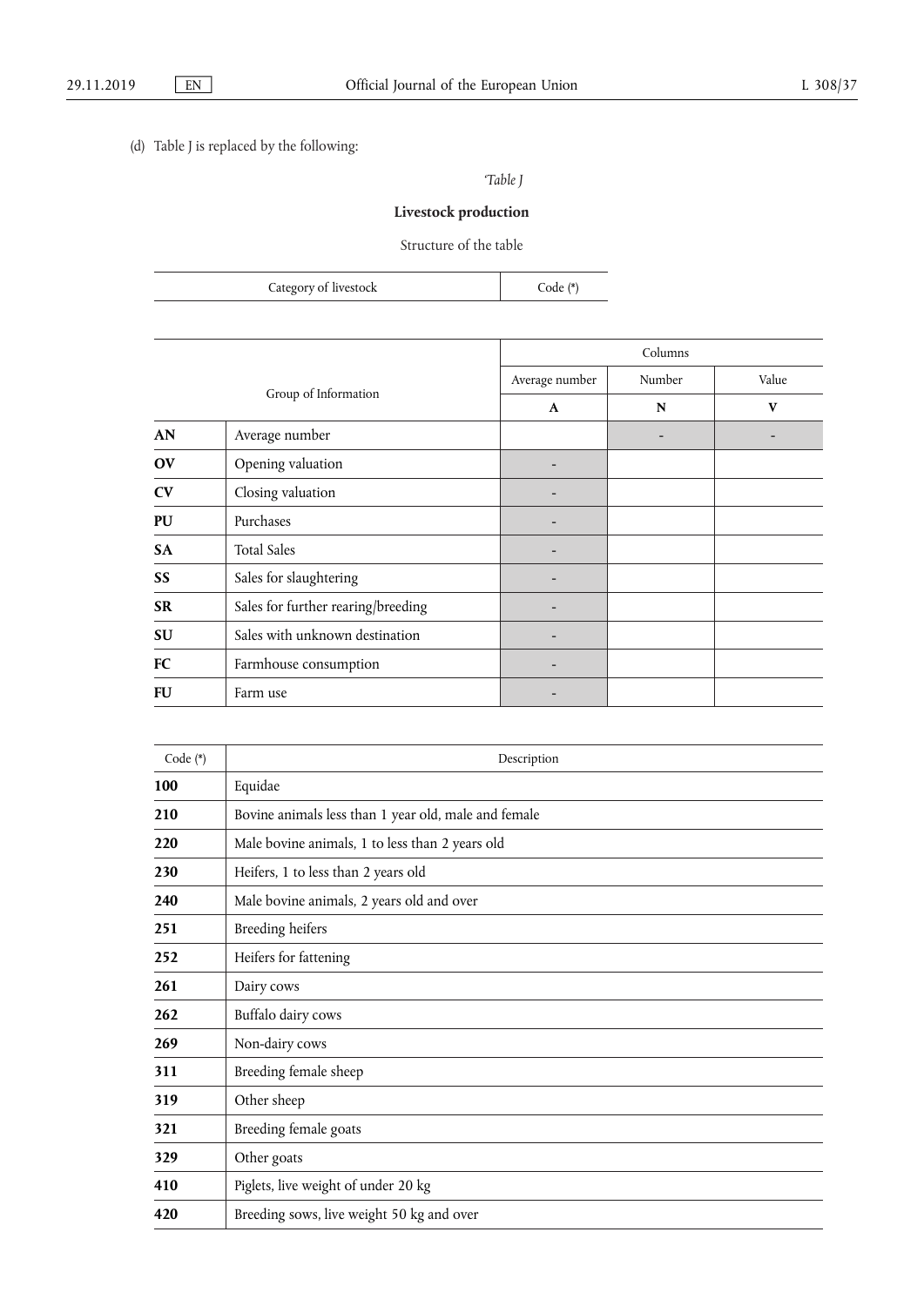(d) Table J is replaced by the following:

'*Table J*

**Livestock production**

Structure of the table

| Category of livestock | Code (*) |
|---|---|

| Group of Information | | Columns | | |
|---|---|---|---|---|
| | | Average number | Number | Value |
| | | **A** | **N** | **V** |
| **AN** | Average number | | - | - |
| **OV** | Opening valuation | - | | |
| **CV** | Closing valuation | - | | |
| **PU** | Purchases | - | | |
| **SA** | Total Sales | - | | |
| **SS** | Sales for slaughtering | - | | |
| **SR** | Sales for further rearing/breeding | - | | |
| **SU** | Sales with unknown destination | - | | |
| **FC** | Farmhouse consumption | - | | |
| **FU** | Farm use | - | | |

| Code (*) | Description |
|---|---|
| **100** | Equidae |
| **210** | Bovine animals less than 1 year old, male and female |
| **220** | Male bovine animals, 1 to less than 2 years old |
| **230** | Heifers, 1 to less than 2 years old |
| **240** | Male bovine animals, 2 years old and over |
| **251** | Breeding heifers |
| **252** | Heifers for fattening |
| **261** | Dairy cows |
| **262** | Buffalo dairy cows |
| **269** | Non-dairy cows |
| **311** | Breeding female sheep |
| **319** | Other sheep |
| **321** | Breeding female goats |
| **329** | Other goats |
| **410** | Piglets, live weight of under 20 kg |
| **420** | Breeding sows, live weight 50 kg and over |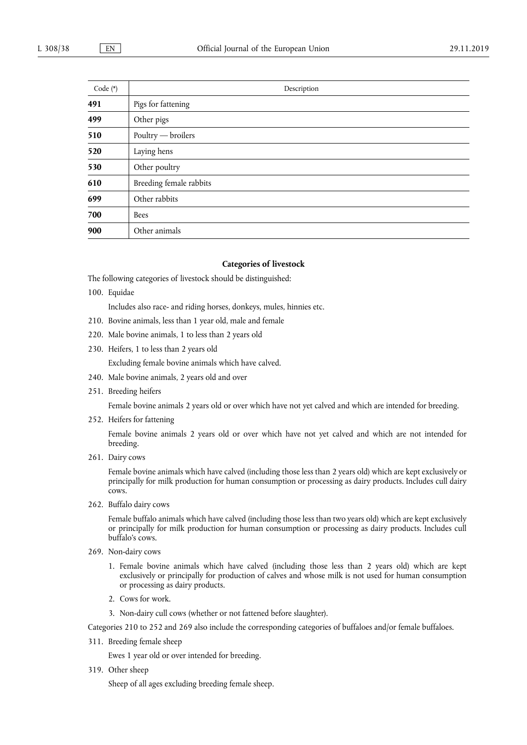| Code (*) | Description |
|---|---|
| **491** | Pigs for fattening |
| **499** | Other pigs |
| **510** | Poultry — broilers |
| **520** | Laying hens |
| **530** | Other poultry |
| **610** | Breeding female rabbits |
| **699** | Other rabbits |
| **700** | Bees |
| **900** | Other animals |

**Categories of livestock**

The following categories of livestock should be distinguished:

100. Equidae

   Includes also race- and riding horses, donkeys, mules, hinnies etc.

210. Bovine animals, less than 1 year old, male and female

220. Male bovine animals, 1 to less than 2 years old

230. Heifers, 1 to less than 2 years old

   Excluding female bovine animals which have calved.

240. Male bovine animals, 2 years old and over

251. Breeding heifers

   Female bovine animals 2 years old or over which have not yet calved and which are intended for breeding.

252. Heifers for fattening

   Female bovine animals 2 years old or over which have not yet calved and which are not intended for breeding.

261. Dairy cows

   Female bovine animals which have calved (including those less than 2 years old) which are kept exclusively or principally for milk production for human consumption or processing as dairy products. Includes cull dairy cows.

262. Buffalo dairy cows

   Female buffalo animals which have calved (including those less than two years old) which are kept exclusively or principally for milk production for human consumption or processing as dairy products. Includes cull buffalo's cows.

269. Non-dairy cows

   1. Female bovine animals which have calved (including those less than 2 years old) which are kept exclusively or principally for production of calves and whose milk is not used for human consumption or processing as dairy products.
   2. Cows for work.
   3. Non-dairy cull cows (whether or not fattened before slaughter).

Categories 210 to 252 and 269 also include the corresponding categories of buffaloes and/or female buffaloes.

311. Breeding female sheep

   Ewes 1 year old or over intended for breeding.

319. Other sheep

   Sheep of all ages excluding breeding female sheep.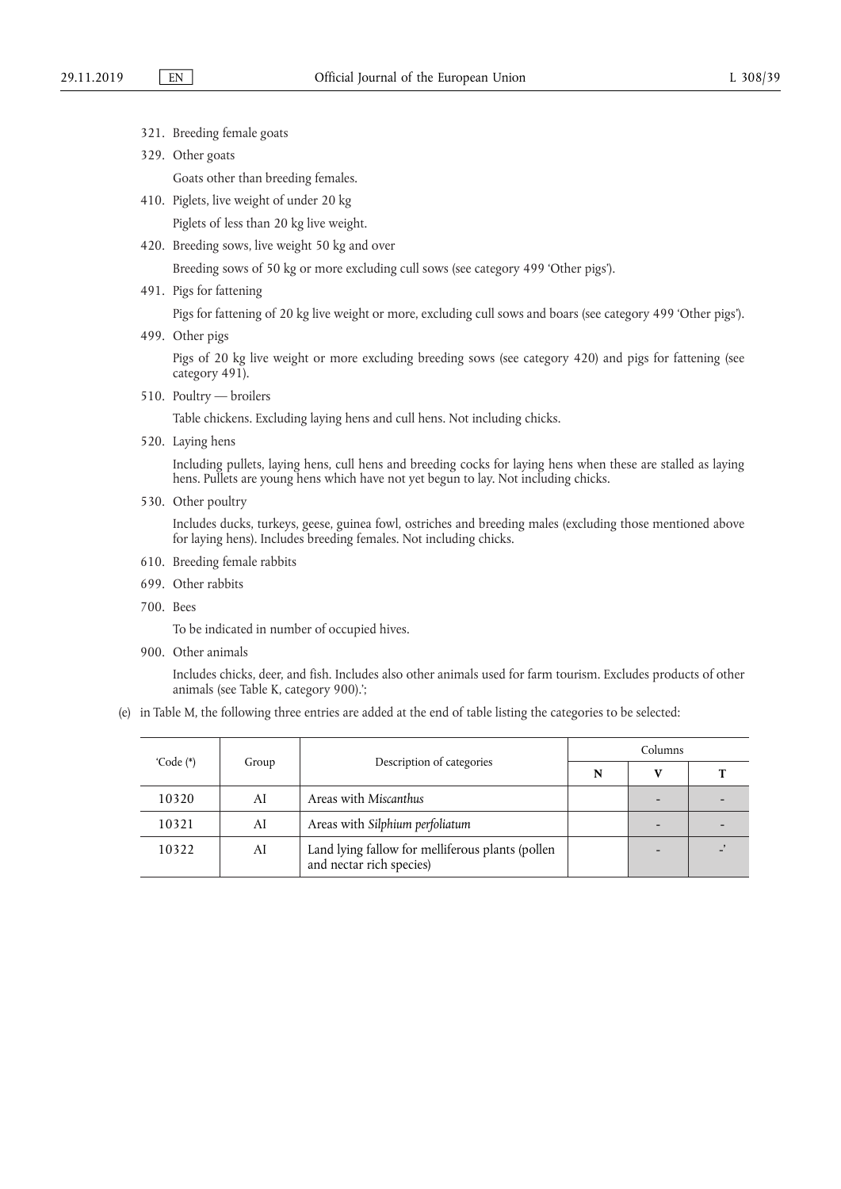321. Breeding female goats

329. Other goats

Goats other than breeding females.

410. Piglets, live weight of under 20 kg

Piglets of less than 20 kg live weight.

420. Breeding sows, live weight 50 kg and over

Breeding sows of 50 kg or more excluding cull sows (see category 499 'Other pigs').

491. Pigs for fattening

Pigs for fattening of 20 kg live weight or more, excluding cull sows and boars (see category 499 'Other pigs').

499. Other pigs

Pigs of 20 kg live weight or more excluding breeding sows (see category 420) and pigs for fattening (see category 491).

510. Poultry — broilers

Table chickens. Excluding laying hens and cull hens. Not including chicks.

520. Laying hens

Including pullets, laying hens, cull hens and breeding cocks for laying hens when these are stalled as laying hens. Pullets are young hens which have not yet begun to lay. Not including chicks.

530. Other poultry

Includes ducks, turkeys, geese, guinea fowl, ostriches and breeding males (excluding those mentioned above for laying hens). Includes breeding females. Not including chicks.

610. Breeding female rabbits

699. Other rabbits

700. Bees

To be indicated in number of occupied hives.

900. Other animals

Includes chicks, deer, and fish. Includes also other animals used for farm tourism. Excludes products of other animals (see Table K, category 900).';

(e) in Table M, the following three entries are added at the end of table listing the categories to be selected:

| 'Code (*) | Group | Description of categories | Columns | | |
|---|---|---|---|---|---|
| | | | N | V | T |
| 10320 | AI | Areas with *Miscanthus* | | - | - |
| 10321 | AI | Areas with *Silphium perfoliatum* | | - | - |
| 10322 | AI | Land lying fallow for melliferous plants (pollen and nectar rich species) | | - | -' |